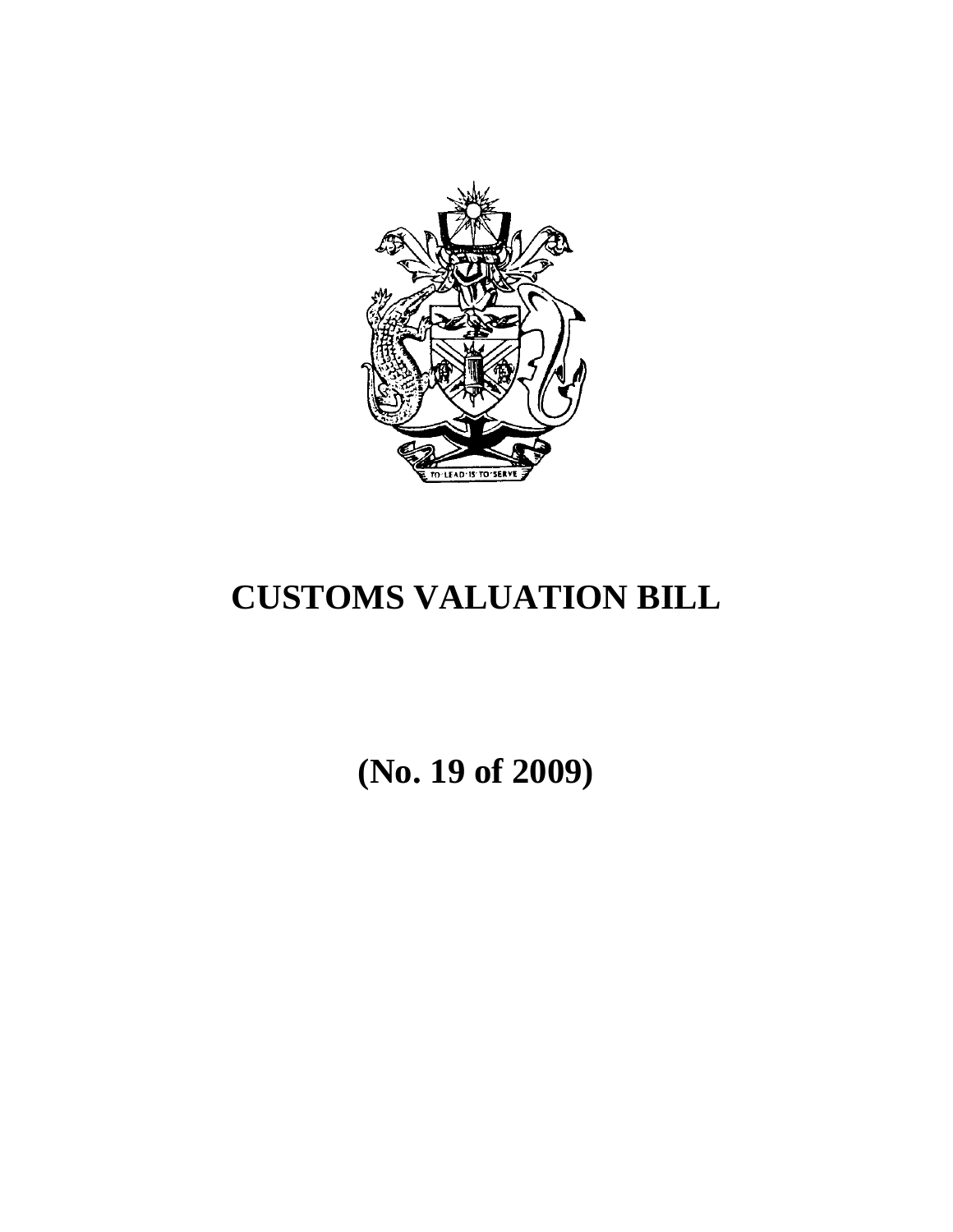# CUSTOMS VALUATION BILL

# (No. 19 of 2009)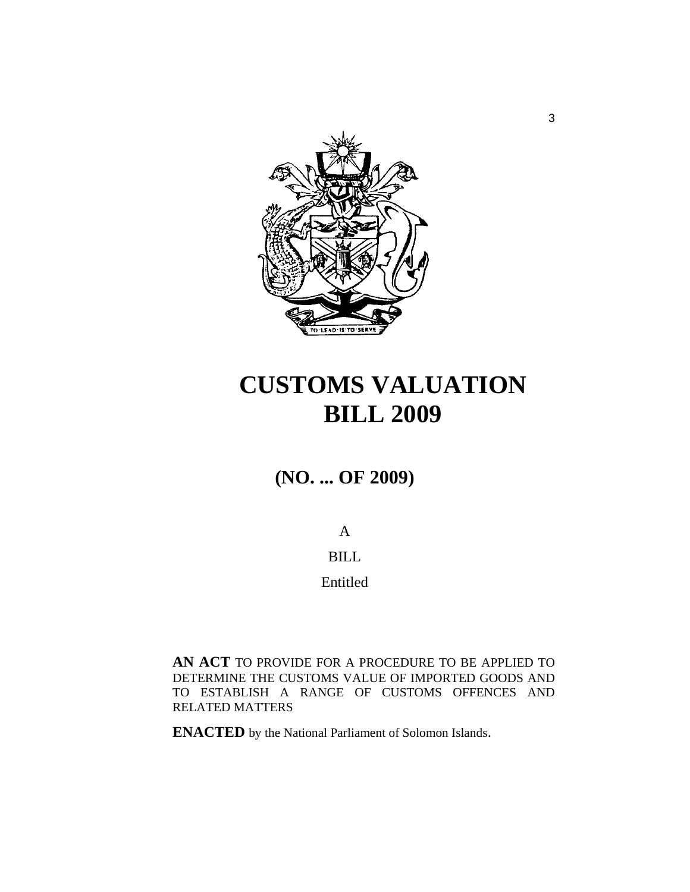# CUSTOMS VALUATION BILL 2009

## (NO. ... OF 2009)

A

BILL

Entitled

**AN ACT** TO PROVIDE FOR A PROCEDURE TO BE APPLIED TO DETERMINE THE CUSTOMS VALUE OF IMPORTED GOODS AND TO ESTABLISH A RANGE OF CUSTOMS OFFENCES AND RELATED MATTERS

**ENACTED** by the National Parliament of Solomon Islands.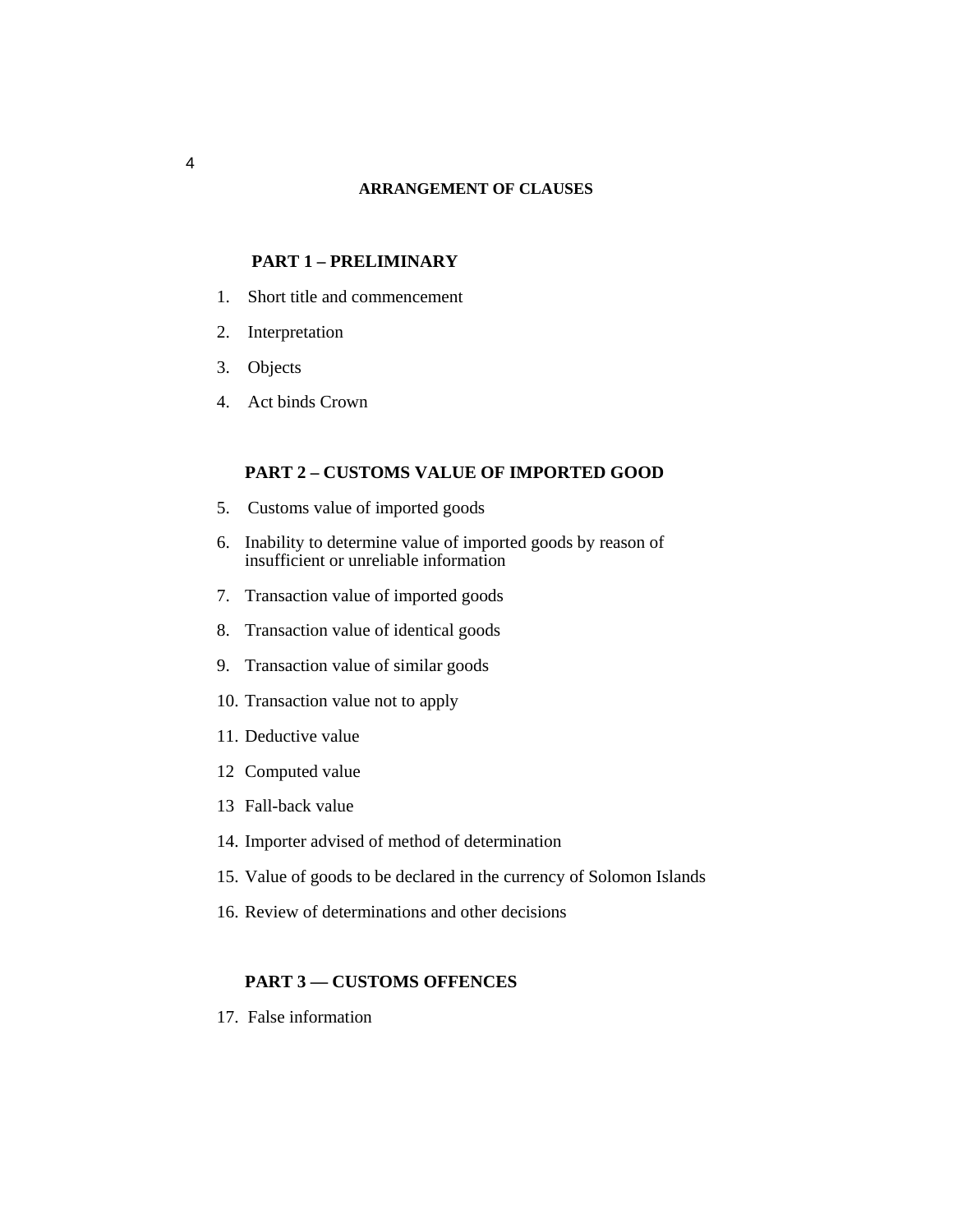## ARRANGEMENT OF CLAUSES

### PART 1 – PRELIMINARY

1. Short title and commencement
2. Interpretation
3. Objects
4. Act binds Crown

### PART 2 – CUSTOMS VALUE OF IMPORTED GOOD

5. Customs value of imported goods
6. Inability to determine value of imported goods by reason of insufficient or unreliable information
7. Transaction value of imported goods
8. Transaction value of identical goods
9. Transaction value of similar goods
10. Transaction value not to apply
11. Deductive value
12 Computed value
13 Fall-back value
14. Importer advised of method of determination
15. Value of goods to be declared in the currency of Solomon Islands
16. Review of determinations and other decisions

### PART 3 — CUSTOMS OFFENCES

17. False information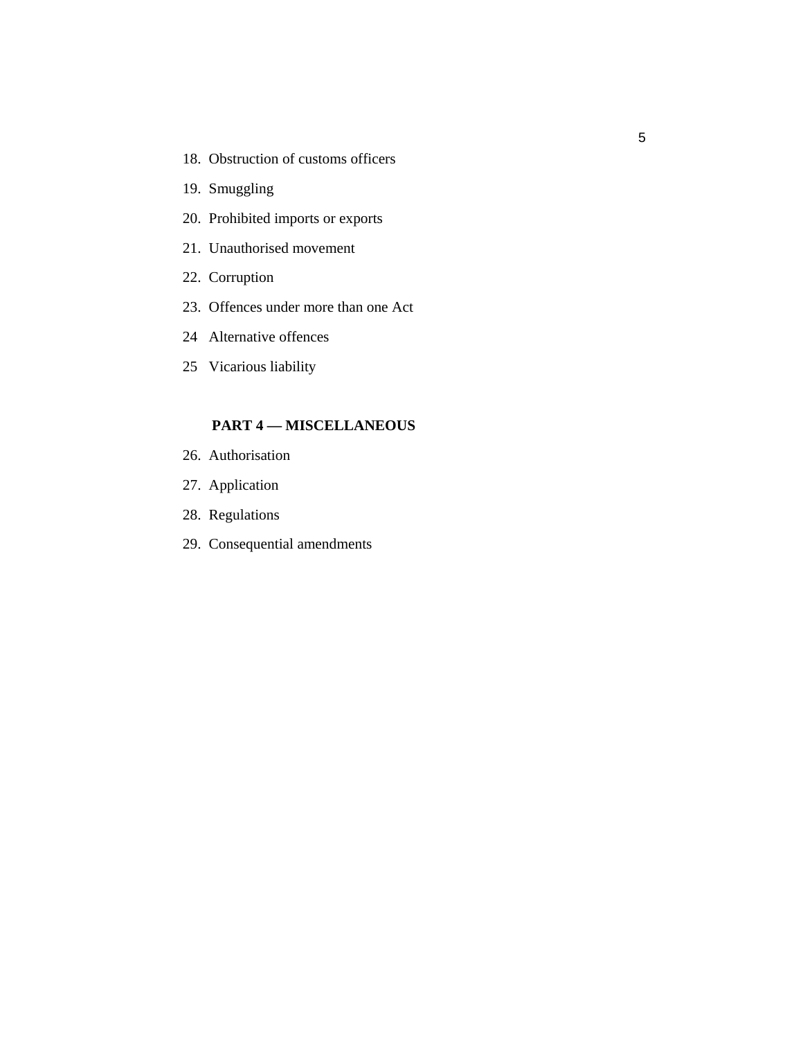18. Obstruction of customs officers

19. Smuggling

20. Prohibited imports or exports

21. Unauthorised movement

22. Corruption

23. Offences under more than one Act

24 Alternative offences

25 Vicarious liability

**PART 4 — MISCELLANEOUS**

26. Authorisation

27. Application

28. Regulations

29. Consequential amendments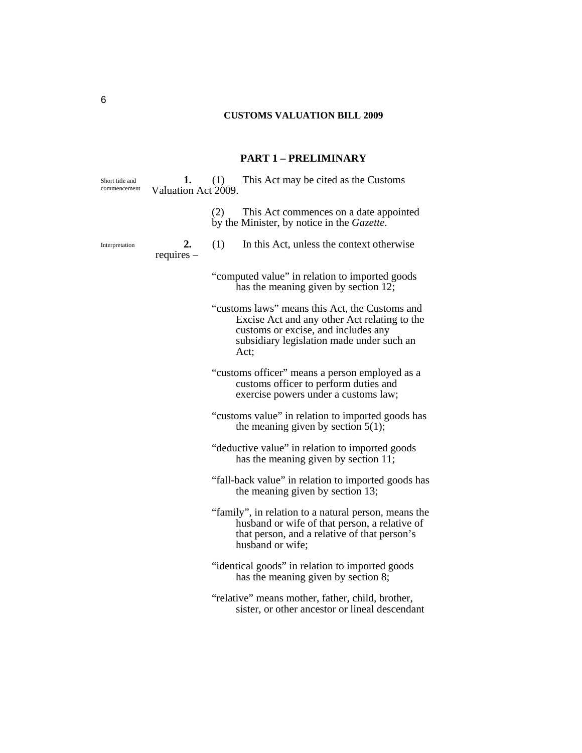# CUSTOMS VALUATION BILL 2009

## PART 1 – PRELIMINARY

*Short title and commencement*

**1.** (1) This Act may be cited as the Customs Valuation Act 2009.

(2) This Act commences on a date appointed by the Minister, by notice in the *Gazette*.

*Interpretation*

**2.** (1) In this Act, unless the context otherwise requires –

"computed value" in relation to imported goods has the meaning given by section 12;

"customs laws" means this Act, the Customs and Excise Act and any other Act relating to the customs or excise, and includes any subsidiary legislation made under such an Act;

"customs officer" means a person employed as a customs officer to perform duties and exercise powers under a customs law;

"customs value" in relation to imported goods has the meaning given by section 5(1);

"deductive value" in relation to imported goods has the meaning given by section 11;

"fall-back value" in relation to imported goods has the meaning given by section 13;

"family", in relation to a natural person, means the husband or wife of that person, a relative of that person, and a relative of that person's husband or wife;

"identical goods" in relation to imported goods has the meaning given by section 8;

"relative" means mother, father, child, brother, sister, or other ancestor or lineal descendant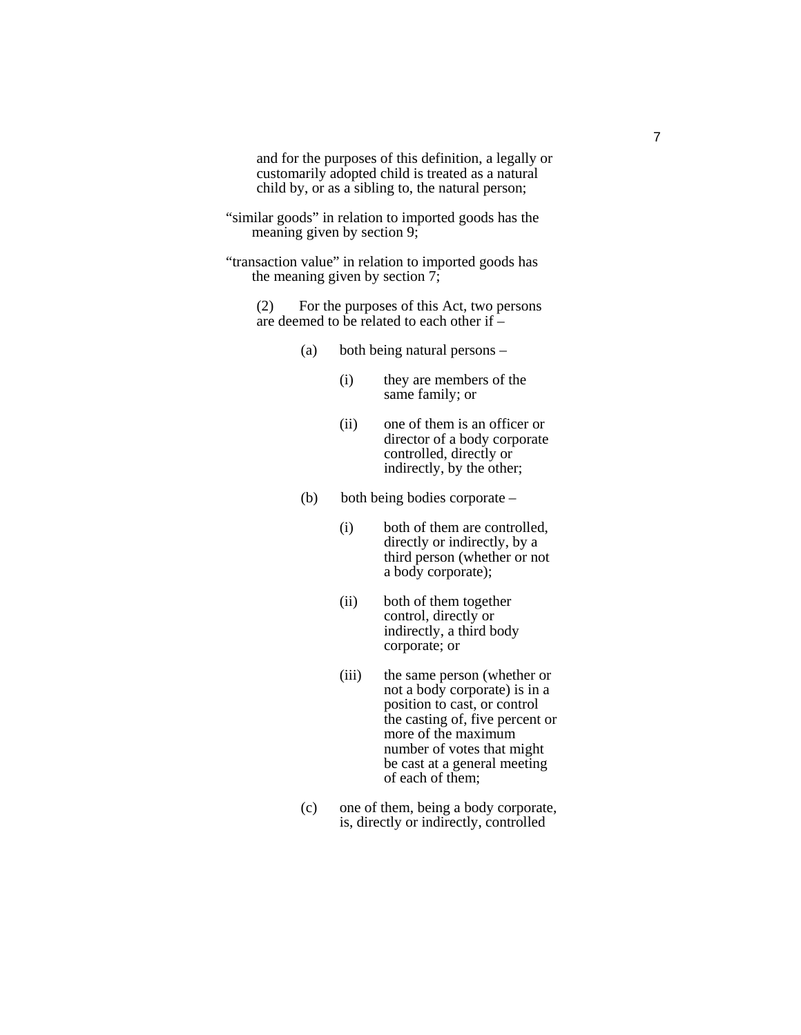and for the purposes of this definition, a legally or customarily adopted child is treated as a natural child by, or as a sibling to, the natural person;

"similar goods" in relation to imported goods has the meaning given by section 9;

"transaction value" in relation to imported goods has the meaning given by section 7;

(2) For the purposes of this Act, two persons are deemed to be related to each other if –

(a) both being natural persons –

(i) they are members of the same family; or

(ii) one of them is an officer or director of a body corporate controlled, directly or indirectly, by the other;

(b) both being bodies corporate –

(i) both of them are controlled, directly or indirectly, by a third person (whether or not a body corporate);

(ii) both of them together control, directly or indirectly, a third body corporate; or

(iii) the same person (whether or not a body corporate) is in a position to cast, or control the casting of, five percent or more of the maximum number of votes that might be cast at a general meeting of each of them;

(c) one of them, being a body corporate, is, directly or indirectly, controlled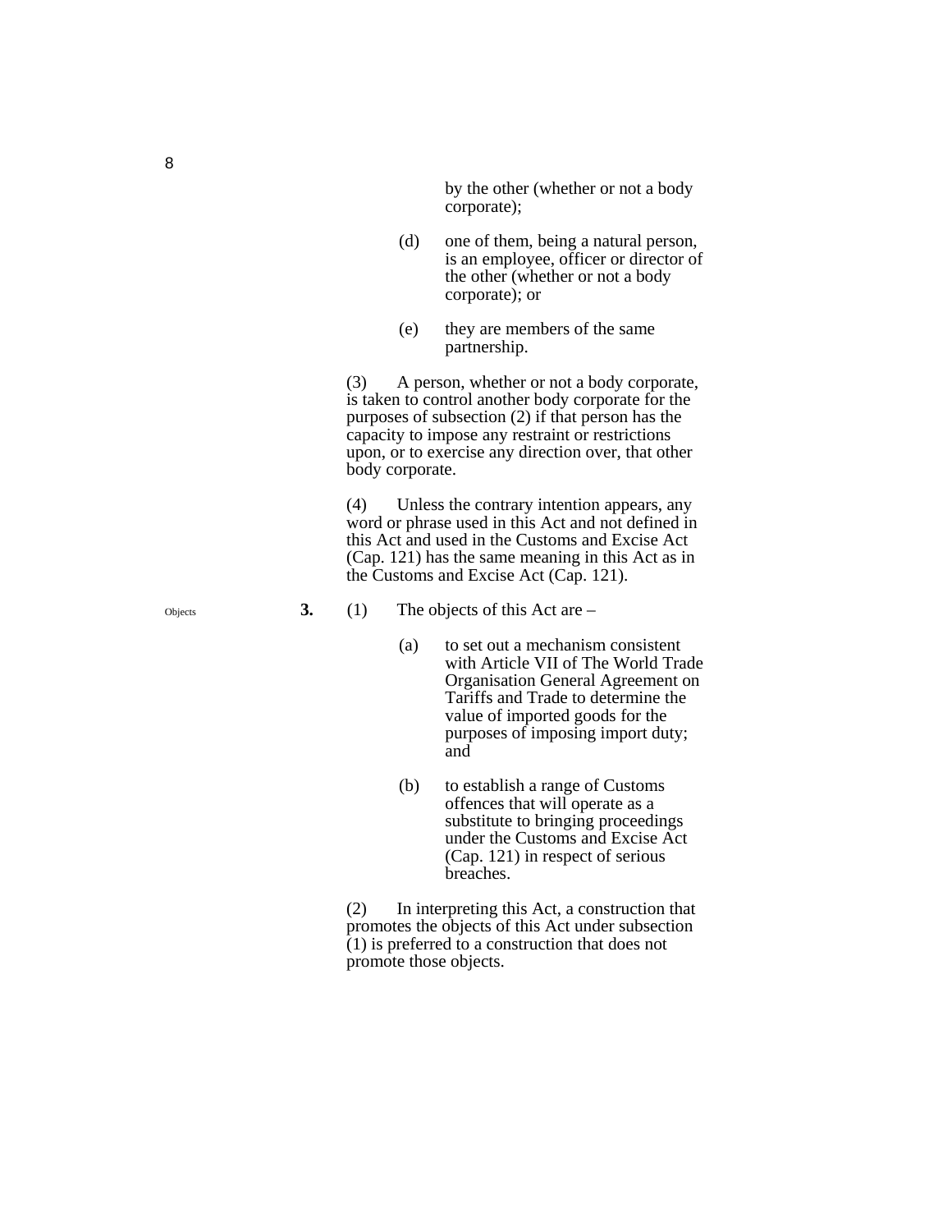by the other (whether or not a body corporate);

(d) one of them, being a natural person, is an employee, officer or director of the other (whether or not a body corporate); or

(e) they are members of the same partnership.

(3) A person, whether or not a body corporate, is taken to control another body corporate for the purposes of subsection (2) if that person has the capacity to impose any restraint or restrictions upon, or to exercise any direction over, that other body corporate.

(4) Unless the contrary intention appears, any word or phrase used in this Act and not defined in this Act and used in the Customs and Excise Act (Cap. 121) has the same meaning in this Act as in the Customs and Excise Act (Cap. 121).

Objects

**3.** (1) The objects of this Act are –

(a) to set out a mechanism consistent with Article VII of The World Trade Organisation General Agreement on Tariffs and Trade to determine the value of imported goods for the purposes of imposing import duty; and

(b) to establish a range of Customs offences that will operate as a substitute to bringing proceedings under the Customs and Excise Act (Cap. 121) in respect of serious breaches.

(2) In interpreting this Act, a construction that promotes the objects of this Act under subsection (1) is preferred to a construction that does not promote those objects.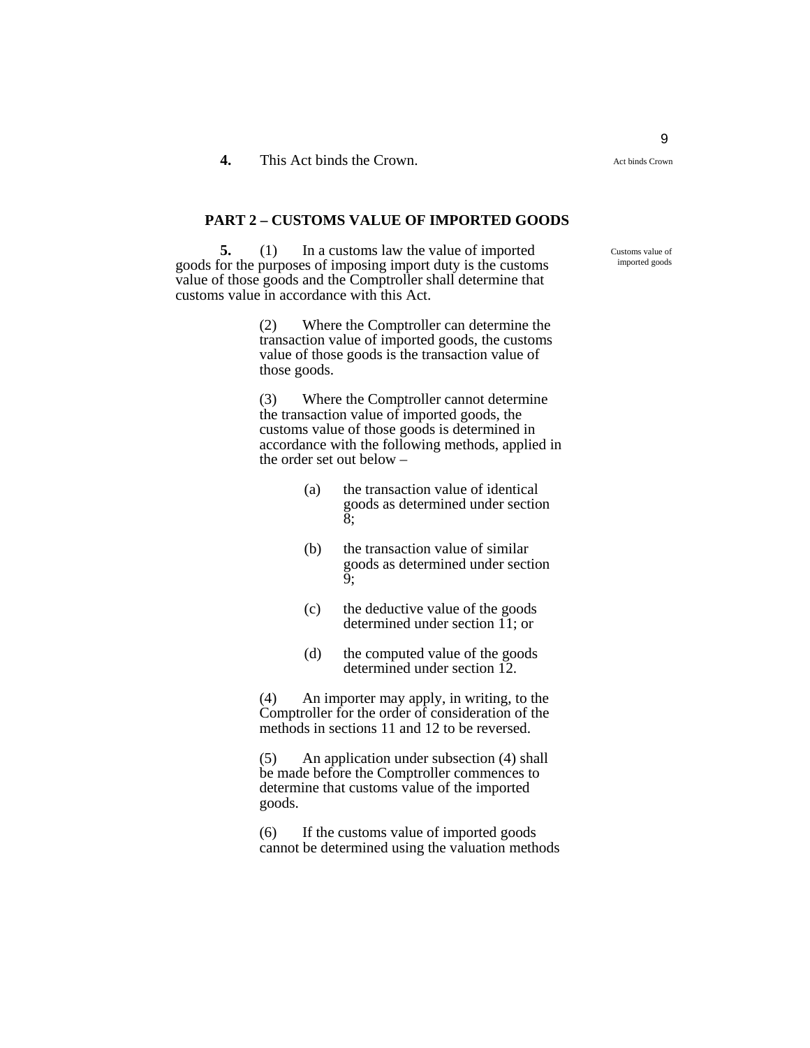**4.** This Act binds the Crown. Act binds Crown

## PART 2 – CUSTOMS VALUE OF IMPORTED GOODS

**5.** (1) In a customs law the value of imported goods for the purposes of imposing import duty is the customs value of those goods and the Comptroller shall determine that customs value in accordance with this Act. Customs value of imported goods

(2) Where the Comptroller can determine the transaction value of imported goods, the customs value of those goods is the transaction value of those goods.

(3) Where the Comptroller cannot determine the transaction value of imported goods, the customs value of those goods is determined in accordance with the following methods, applied in the order set out below –

- (a) the transaction value of identical goods as determined under section 8;
- (b) the transaction value of similar goods as determined under section 9;
- (c) the deductive value of the goods determined under section 11; or
- (d) the computed value of the goods determined under section 12.

(4) An importer may apply, in writing, to the Comptroller for the order of consideration of the methods in sections 11 and 12 to be reversed.

(5) An application under subsection (4) shall be made before the Comptroller commences to determine that customs value of the imported goods.

(6) If the customs value of imported goods cannot be determined using the valuation methods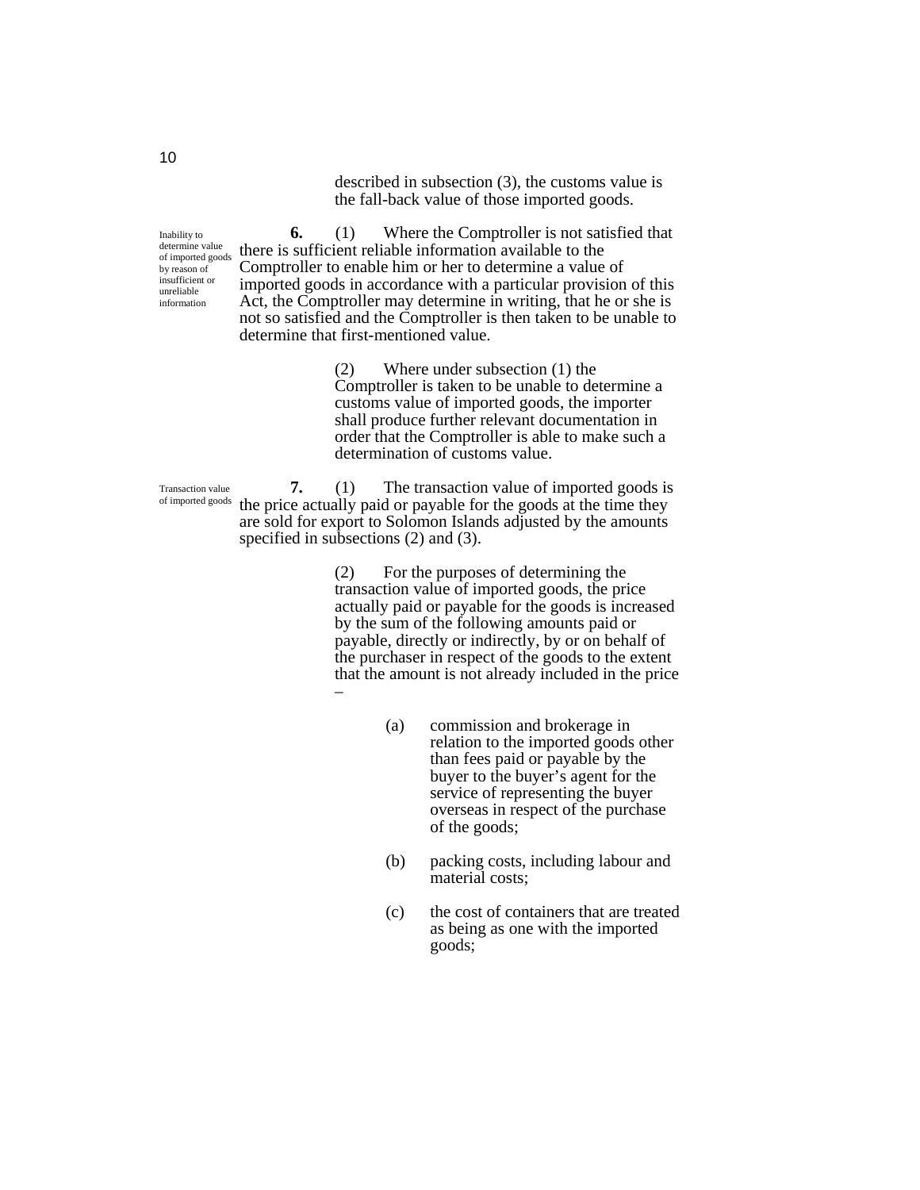described in subsection (3), the customs value is the fall-back value of those imported goods.

*Inability to determine value of imported goods by reason of insufficient or unreliable information*

**6.** (1) Where the Comptroller is not satisfied that there is sufficient reliable information available to the Comptroller to enable him or her to determine a value of imported goods in accordance with a particular provision of this Act, the Comptroller may determine in writing, that he or she is not so satisfied and the Comptroller is then taken to be unable to determine that first-mentioned value.

(2) Where under subsection (1) the Comptroller is taken to be unable to determine a customs value of imported goods, the importer shall produce further relevant documentation in order that the Comptroller is able to make such a determination of customs value.

*Transaction value of imported goods*

**7.** (1) The transaction value of imported goods is the price actually paid or payable for the goods at the time they are sold for export to Solomon Islands adjusted by the amounts specified in subsections (2) and (3).

(2) For the purposes of determining the transaction value of imported goods, the price actually paid or payable for the goods is increased by the sum of the following amounts paid or payable, directly or indirectly, by or on behalf of the purchaser in respect of the goods to the extent that the amount is not already included in the price –

(a) commission and brokerage in relation to the imported goods other than fees paid or payable by the buyer to the buyer's agent for the service of representing the buyer overseas in respect of the purchase of the goods;

(b) packing costs, including labour and material costs;

(c) the cost of containers that are treated as being as one with the imported goods;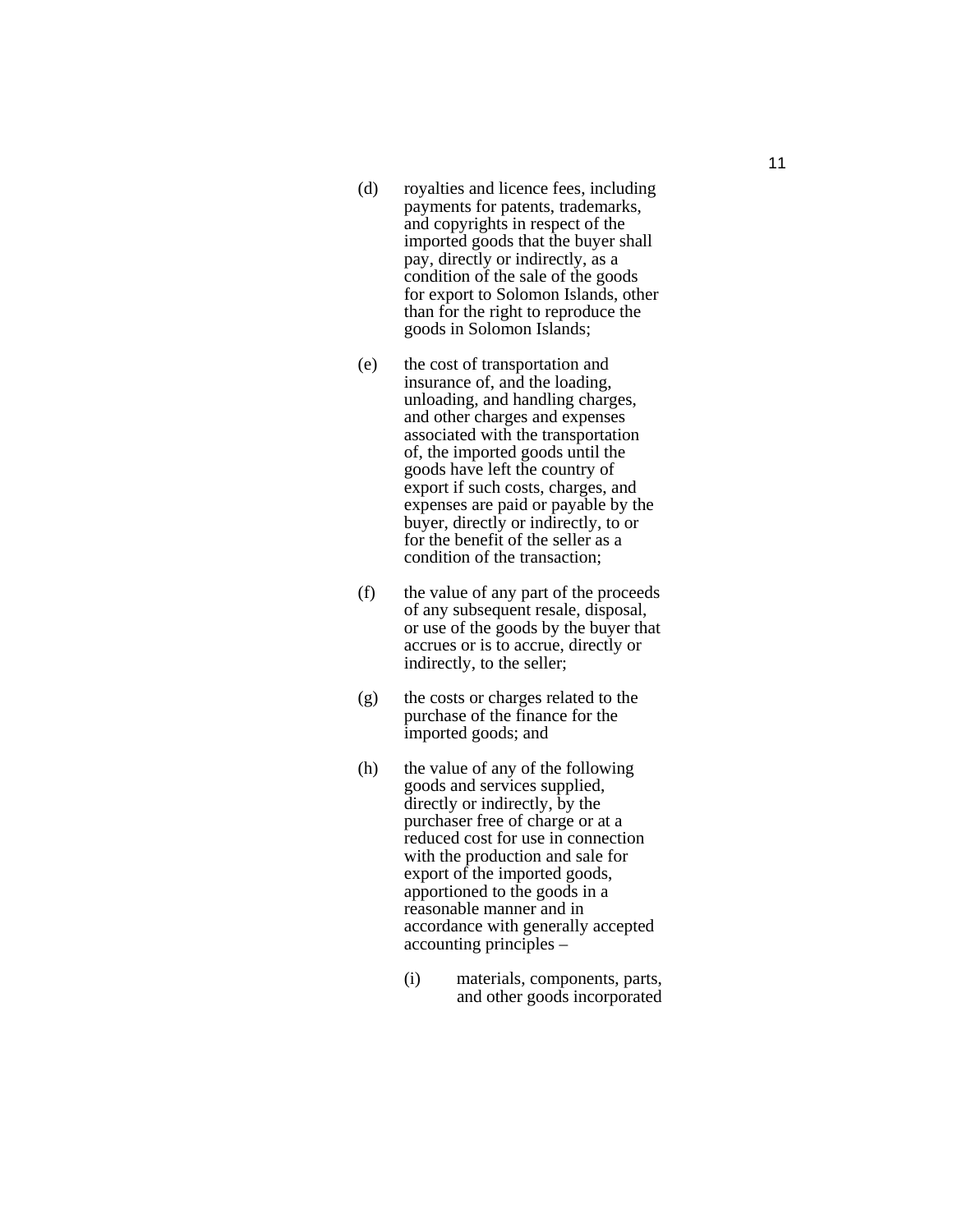(d) royalties and licence fees, including payments for patents, trademarks, and copyrights in respect of the imported goods that the buyer shall pay, directly or indirectly, as a condition of the sale of the goods for export to Solomon Islands, other than for the right to reproduce the goods in Solomon Islands;

(e) the cost of transportation and insurance of, and the loading, unloading, and handling charges, and other charges and expenses associated with the transportation of, the imported goods until the goods have left the country of export if such costs, charges, and expenses are paid or payable by the buyer, directly or indirectly, to or for the benefit of the seller as a condition of the transaction;

(f) the value of any part of the proceeds of any subsequent resale, disposal, or use of the goods by the buyer that accrues or is to accrue, directly or indirectly, to the seller;

(g) the costs or charges related to the purchase of the finance for the imported goods; and

(h) the value of any of the following goods and services supplied, directly or indirectly, by the purchaser free of charge or at a reduced cost for use in connection with the production and sale for export of the imported goods, apportioned to the goods in a reasonable manner and in accordance with generally accepted accounting principles –

  (i) materials, components, parts, and other goods incorporated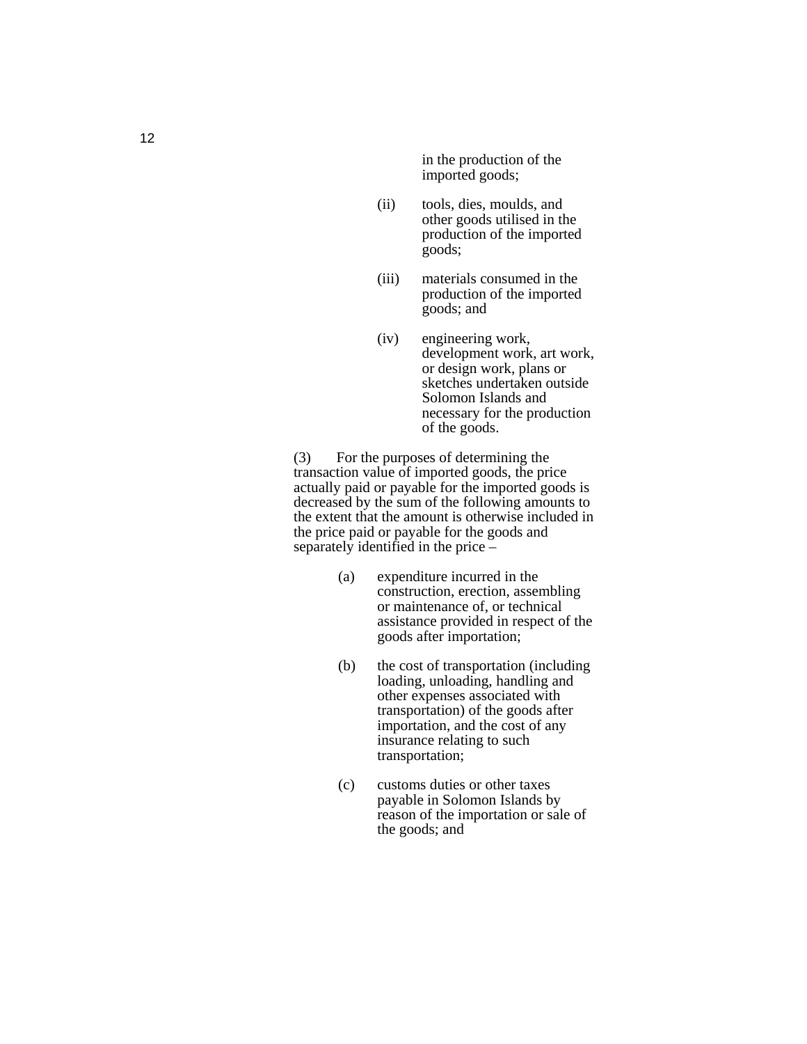in the production of the imported goods;

(ii) tools, dies, moulds, and other goods utilised in the production of the imported goods;

(iii) materials consumed in the production of the imported goods; and

(iv) engineering work, development work, art work, or design work, plans or sketches undertaken outside Solomon Islands and necessary for the production of the goods.

(3) For the purposes of determining the transaction value of imported goods, the price actually paid or payable for the imported goods is decreased by the sum of the following amounts to the extent that the amount is otherwise included in the price paid or payable for the goods and separately identified in the price –

(a) expenditure incurred in the construction, erection, assembling or maintenance of, or technical assistance provided in respect of the goods after importation;

(b) the cost of transportation (including loading, unloading, handling and other expenses associated with transportation) of the goods after importation, and the cost of any insurance relating to such transportation;

(c) customs duties or other taxes payable in Solomon Islands by reason of the importation or sale of the goods; and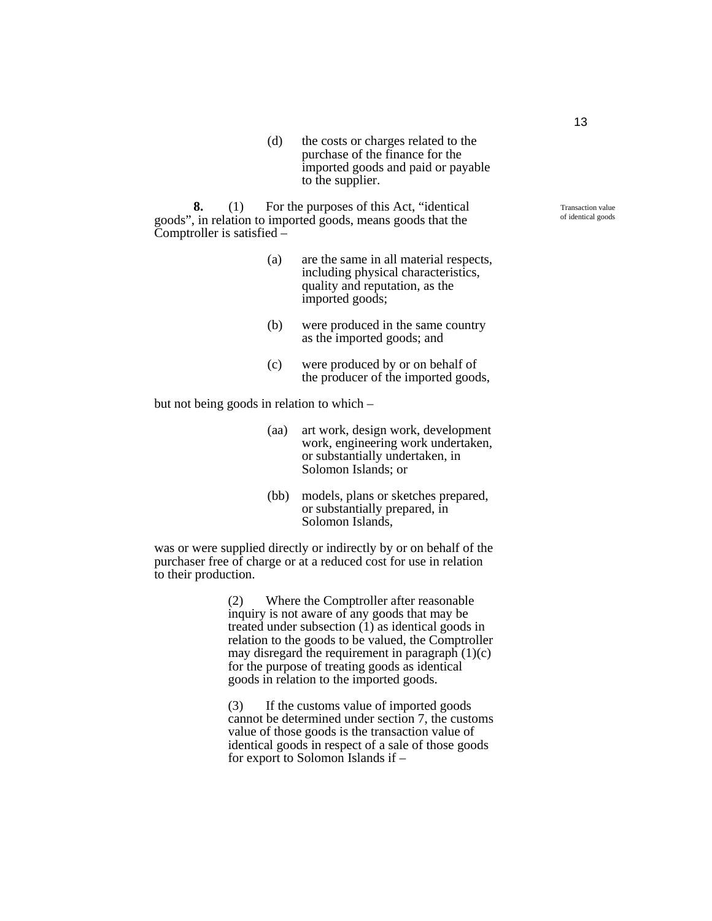(d) the costs or charges related to the purchase of the finance for the imported goods and paid or payable to the supplier.

**8.** (1) For the purposes of this Act, "identical goods", in relation to imported goods, means goods that the Comptroller is satisfied –

Transaction value of identical goods

(a) are the same in all material respects, including physical characteristics, quality and reputation, as the imported goods;

(b) were produced in the same country as the imported goods; and

(c) were produced by or on behalf of the producer of the imported goods,

but not being goods in relation to which –

(aa) art work, design work, development work, engineering work undertaken, or substantially undertaken, in Solomon Islands; or

(bb) models, plans or sketches prepared, or substantially prepared, in Solomon Islands,

was or were supplied directly or indirectly by or on behalf of the purchaser free of charge or at a reduced cost for use in relation to their production.

(2) Where the Comptroller after reasonable inquiry is not aware of any goods that may be treated under subsection (1) as identical goods in relation to the goods to be valued, the Comptroller may disregard the requirement in paragraph (1)(c) for the purpose of treating goods as identical goods in relation to the imported goods.

(3) If the customs value of imported goods cannot be determined under section 7, the customs value of those goods is the transaction value of identical goods in respect of a sale of those goods for export to Solomon Islands if –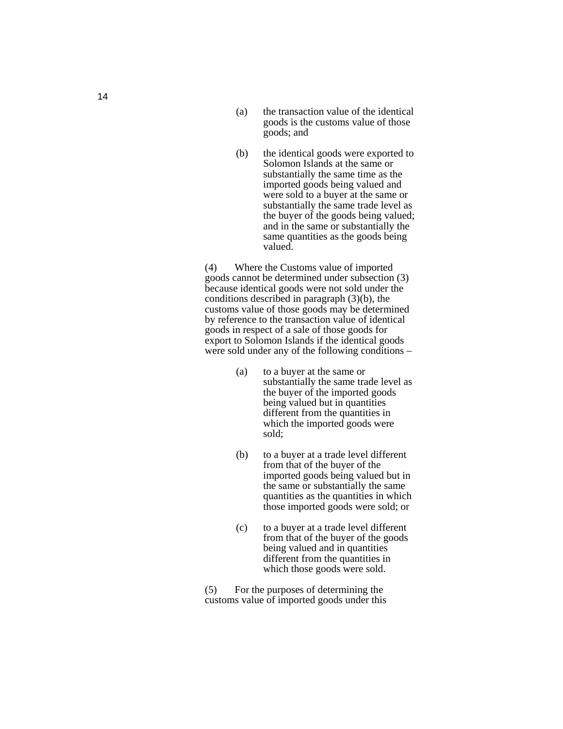(a) the transaction value of the identical goods is the customs value of those goods; and

(b) the identical goods were exported to Solomon Islands at the same or substantially the same time as the imported goods being valued and were sold to a buyer at the same or substantially the same trade level as the buyer of the goods being valued; and in the same or substantially the same quantities as the goods being valued.

(4) Where the Customs value of imported goods cannot be determined under subsection (3) because identical goods were not sold under the conditions described in paragraph (3)(b), the customs value of those goods may be determined by reference to the transaction value of identical goods in respect of a sale of those goods for export to Solomon Islands if the identical goods were sold under any of the following conditions –

(a) to a buyer at the same or substantially the same trade level as the buyer of the imported goods being valued but in quantities different from the quantities in which the imported goods were sold;

(b) to a buyer at a trade level different from that of the buyer of the imported goods being valued but in the same or substantially the same quantities as the quantities in which those imported goods were sold; or

(c) to a buyer at a trade level different from that of the buyer of the goods being valued and in quantities different from the quantities in which those goods were sold.

(5) For the purposes of determining the customs value of imported goods under this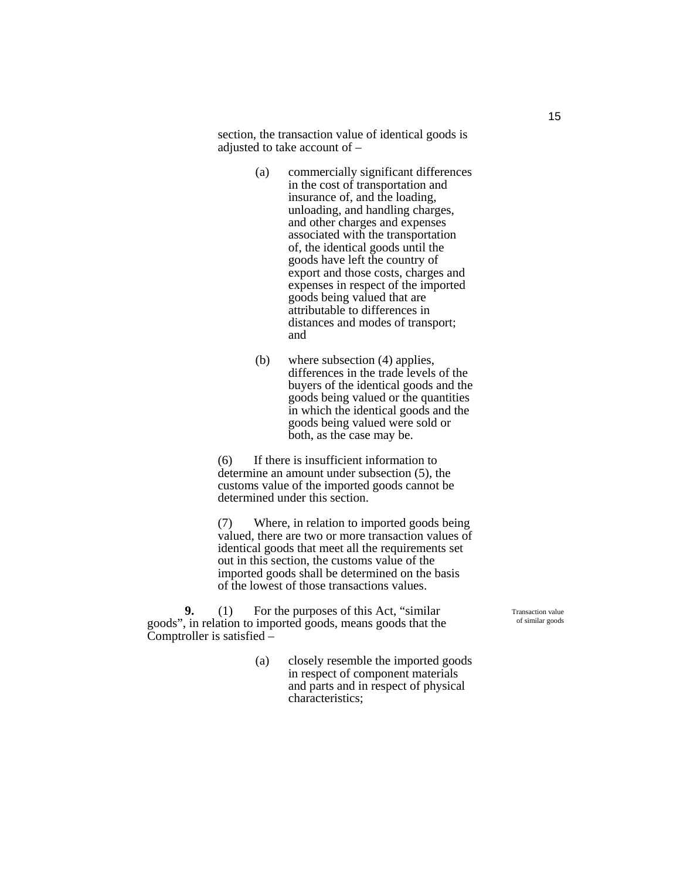section, the transaction value of identical goods is adjusted to take account of –

(a) commercially significant differences in the cost of transportation and insurance of, and the loading, unloading, and handling charges, and other charges and expenses associated with the transportation of, the identical goods until the goods have left the country of export and those costs, charges and expenses in respect of the imported goods being valued that are attributable to differences in distances and modes of transport; and

(b) where subsection (4) applies, differences in the trade levels of the buyers of the identical goods and the goods being valued or the quantities in which the identical goods and the goods being valued were sold or both, as the case may be.

(6) If there is insufficient information to determine an amount under subsection (5), the customs value of the imported goods cannot be determined under this section.

(7) Where, in relation to imported goods being valued, there are two or more transaction values of identical goods that meet all the requirements set out in this section, the customs value of the imported goods shall be determined on the basis of the lowest of those transactions values.

Transaction value of similar goods

**9.** (1) For the purposes of this Act, "similar goods", in relation to imported goods, means goods that the Comptroller is satisfied –

(a) closely resemble the imported goods in respect of component materials and parts and in respect of physical characteristics;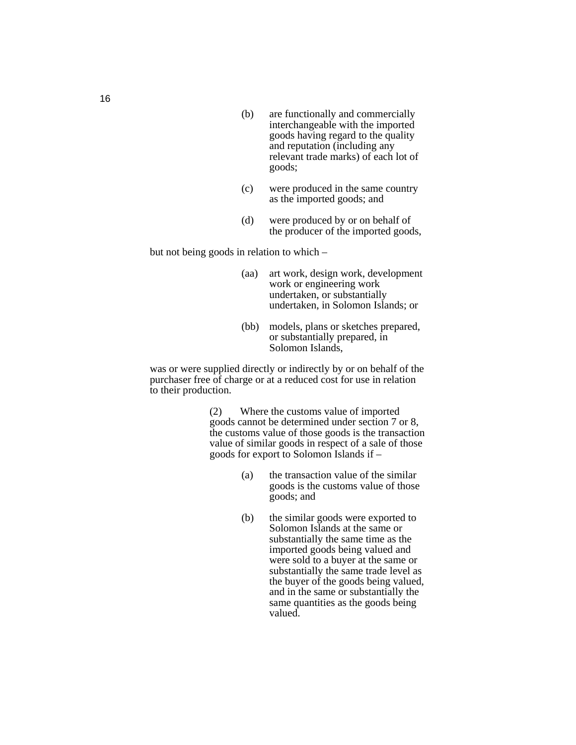(b) are functionally and commercially interchangeable with the imported goods having regard to the quality and reputation (including any relevant trade marks) of each lot of goods;

(c) were produced in the same country as the imported goods; and

(d) were produced by or on behalf of the producer of the imported goods,

but not being goods in relation to which –

(aa) art work, design work, development work or engineering work undertaken, or substantially undertaken, in Solomon Islands; or

(bb) models, plans or sketches prepared, or substantially prepared, in Solomon Islands,

was or were supplied directly or indirectly by or on behalf of the purchaser free of charge or at a reduced cost for use in relation to their production.

(2) Where the customs value of imported goods cannot be determined under section 7 or 8, the customs value of those goods is the transaction value of similar goods in respect of a sale of those goods for export to Solomon Islands if –

(a) the transaction value of the similar goods is the customs value of those goods; and

(b) the similar goods were exported to Solomon Islands at the same or substantially the same time as the imported goods being valued and were sold to a buyer at the same or substantially the same trade level as the buyer of the goods being valued, and in the same or substantially the same quantities as the goods being valued.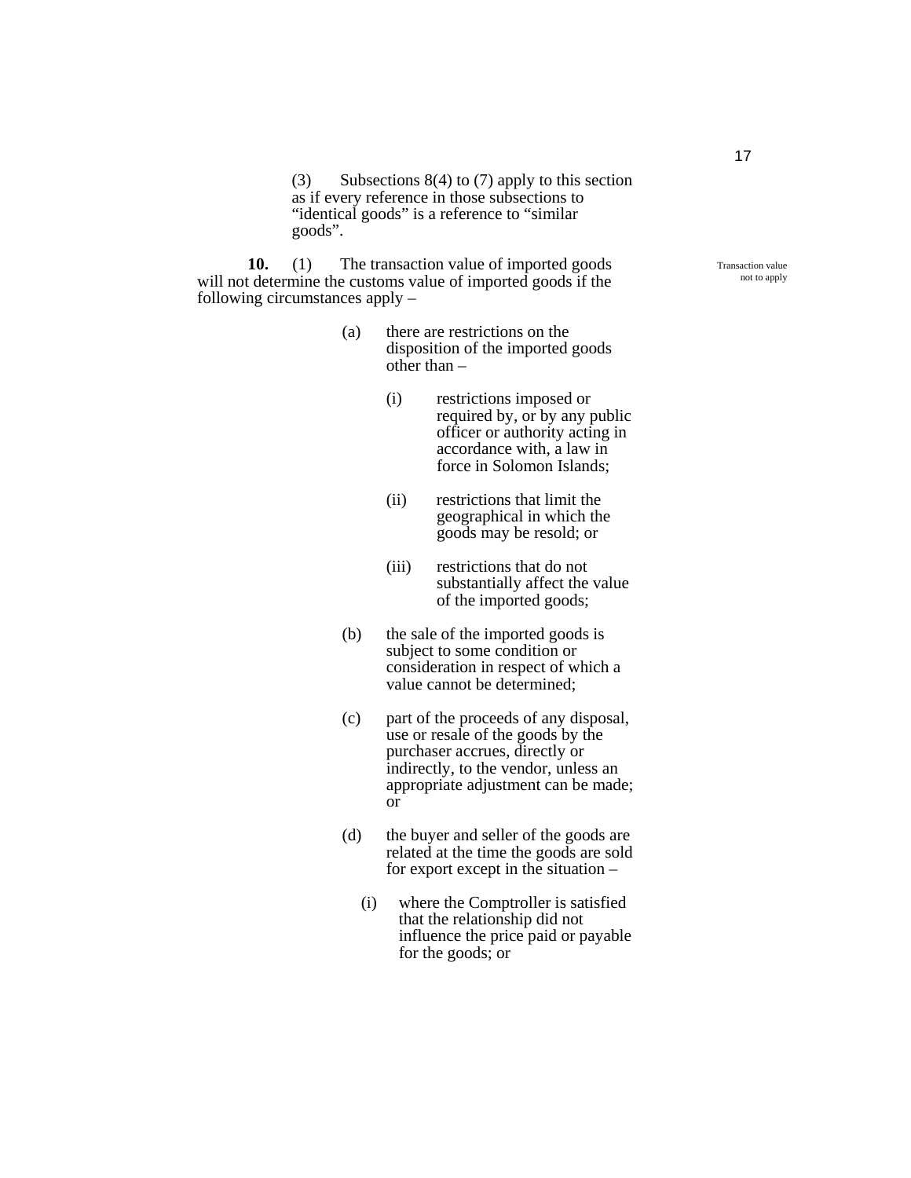(3) Subsections 8(4) to (7) apply to this section as if every reference in those subsections to "identical goods" is a reference to "similar goods".

Transaction value not to apply

**10.** (1) The transaction value of imported goods will not determine the customs value of imported goods if the following circumstances apply –

(a) there are restrictions on the disposition of the imported goods other than –

(i) restrictions imposed or required by, or by any public officer or authority acting in accordance with, a law in force in Solomon Islands;

(ii) restrictions that limit the geographical in which the goods may be resold; or

(iii) restrictions that do not substantially affect the value of the imported goods;

(b) the sale of the imported goods is subject to some condition or consideration in respect of which a value cannot be determined;

(c) part of the proceeds of any disposal, use or resale of the goods by the purchaser accrues, directly or indirectly, to the vendor, unless an appropriate adjustment can be made; or

(d) the buyer and seller of the goods are related at the time the goods are sold for export except in the situation –

(i) where the Comptroller is satisfied that the relationship did not influence the price paid or payable for the goods; or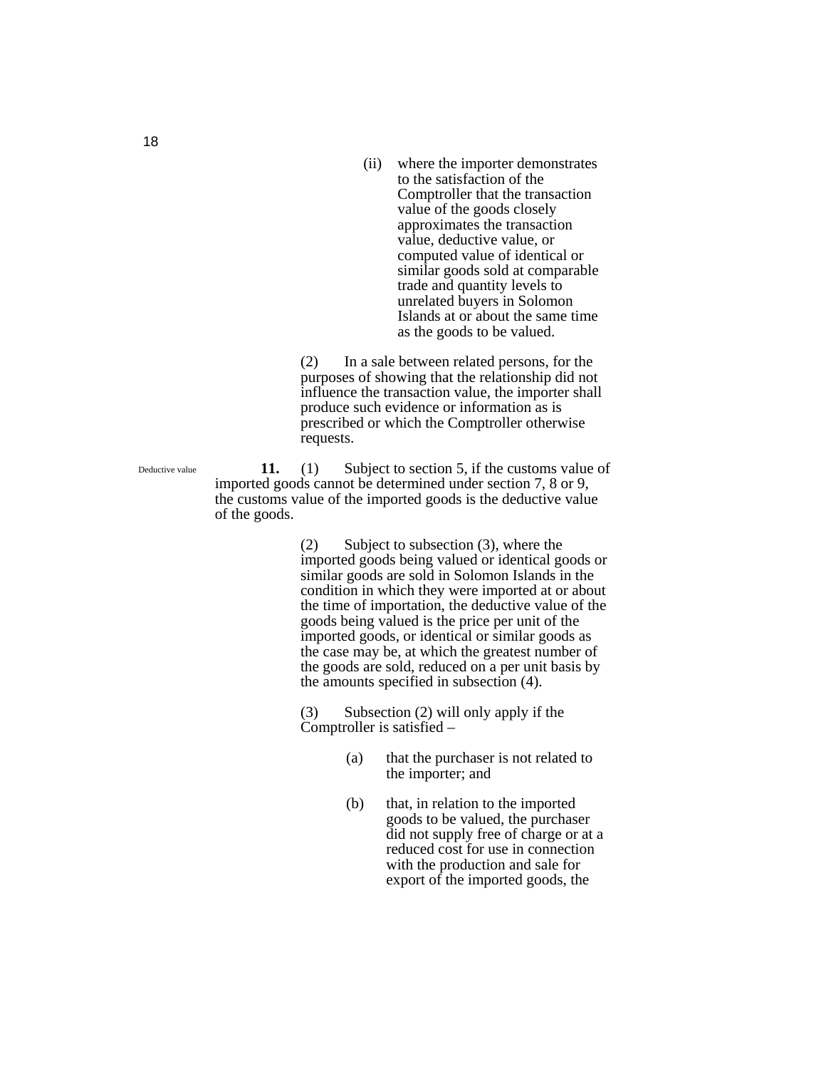(ii) where the importer demonstrates to the satisfaction of the Comptroller that the transaction value of the goods closely approximates the transaction value, deductive value, or computed value of identical or similar goods sold at comparable trade and quantity levels to unrelated buyers in Solomon Islands at or about the same time as the goods to be valued.

(2) In a sale between related persons, for the purposes of showing that the relationship did not influence the transaction value, the importer shall produce such evidence or information as is prescribed or which the Comptroller otherwise requests.

Deductive value

**11.** (1) Subject to section 5, if the customs value of imported goods cannot be determined under section 7, 8 or 9, the customs value of the imported goods is the deductive value of the goods.

(2) Subject to subsection (3), where the imported goods being valued or identical goods or similar goods are sold in Solomon Islands in the condition in which they were imported at or about the time of importation, the deductive value of the goods being valued is the price per unit of the imported goods, or identical or similar goods as the case may be, at which the greatest number of the goods are sold, reduced on a per unit basis by the amounts specified in subsection (4).

(3) Subsection (2) will only apply if the Comptroller is satisfied –

(a) that the purchaser is not related to the importer; and

(b) that, in relation to the imported goods to be valued, the purchaser did not supply free of charge or at a reduced cost for use in connection with the production and sale for export of the imported goods, the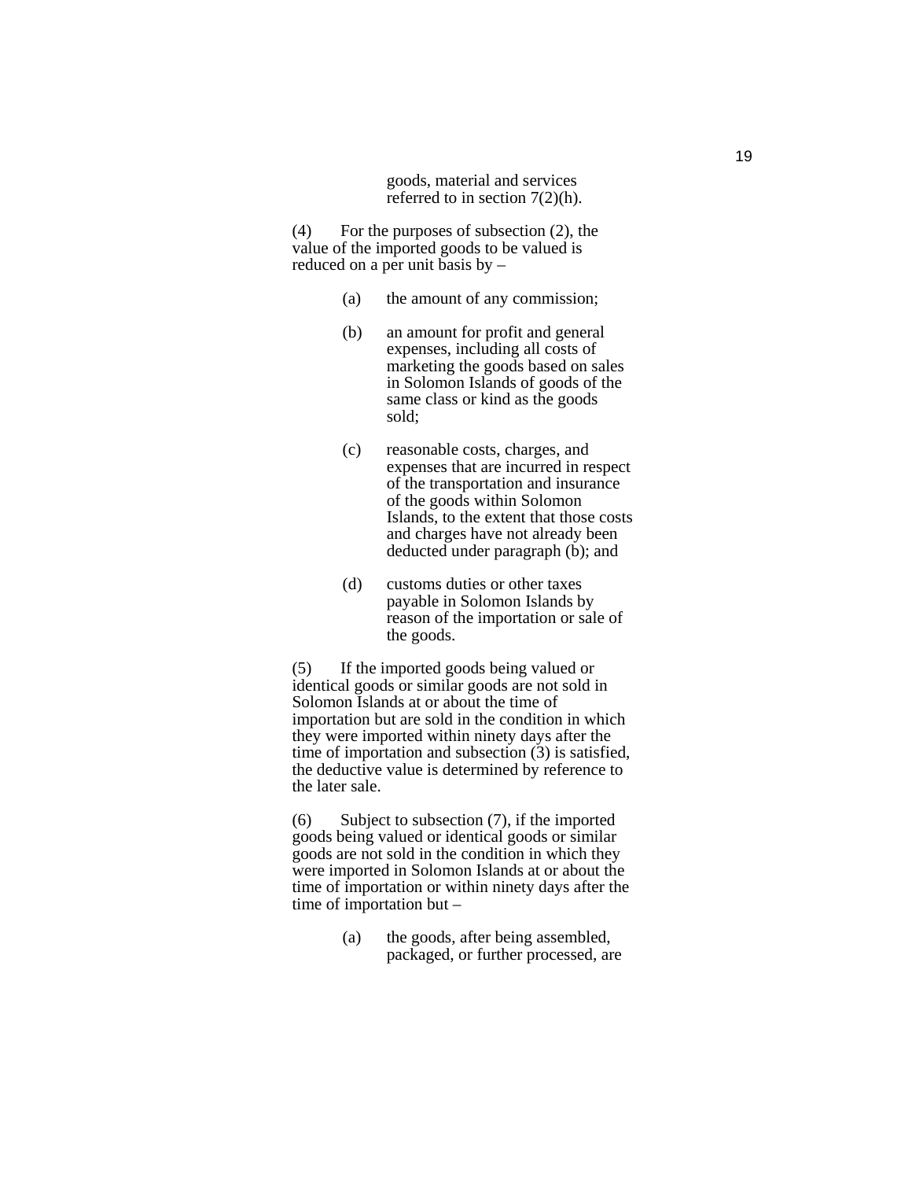goods, material and services referred to in section 7(2)(h).

(4) For the purposes of subsection (2), the value of the imported goods to be valued is reduced on a per unit basis by –

(a) the amount of any commission;

(b) an amount for profit and general expenses, including all costs of marketing the goods based on sales in Solomon Islands of goods of the same class or kind as the goods sold;

(c) reasonable costs, charges, and expenses that are incurred in respect of the transportation and insurance of the goods within Solomon Islands, to the extent that those costs and charges have not already been deducted under paragraph (b); and

(d) customs duties or other taxes payable in Solomon Islands by reason of the importation or sale of the goods.

(5) If the imported goods being valued or identical goods or similar goods are not sold in Solomon Islands at or about the time of importation but are sold in the condition in which they were imported within ninety days after the time of importation and subsection (3) is satisfied, the deductive value is determined by reference to the later sale.

(6) Subject to subsection (7), if the imported goods being valued or identical goods or similar goods are not sold in the condition in which they were imported in Solomon Islands at or about the time of importation or within ninety days after the time of importation but –

(a) the goods, after being assembled, packaged, or further processed, are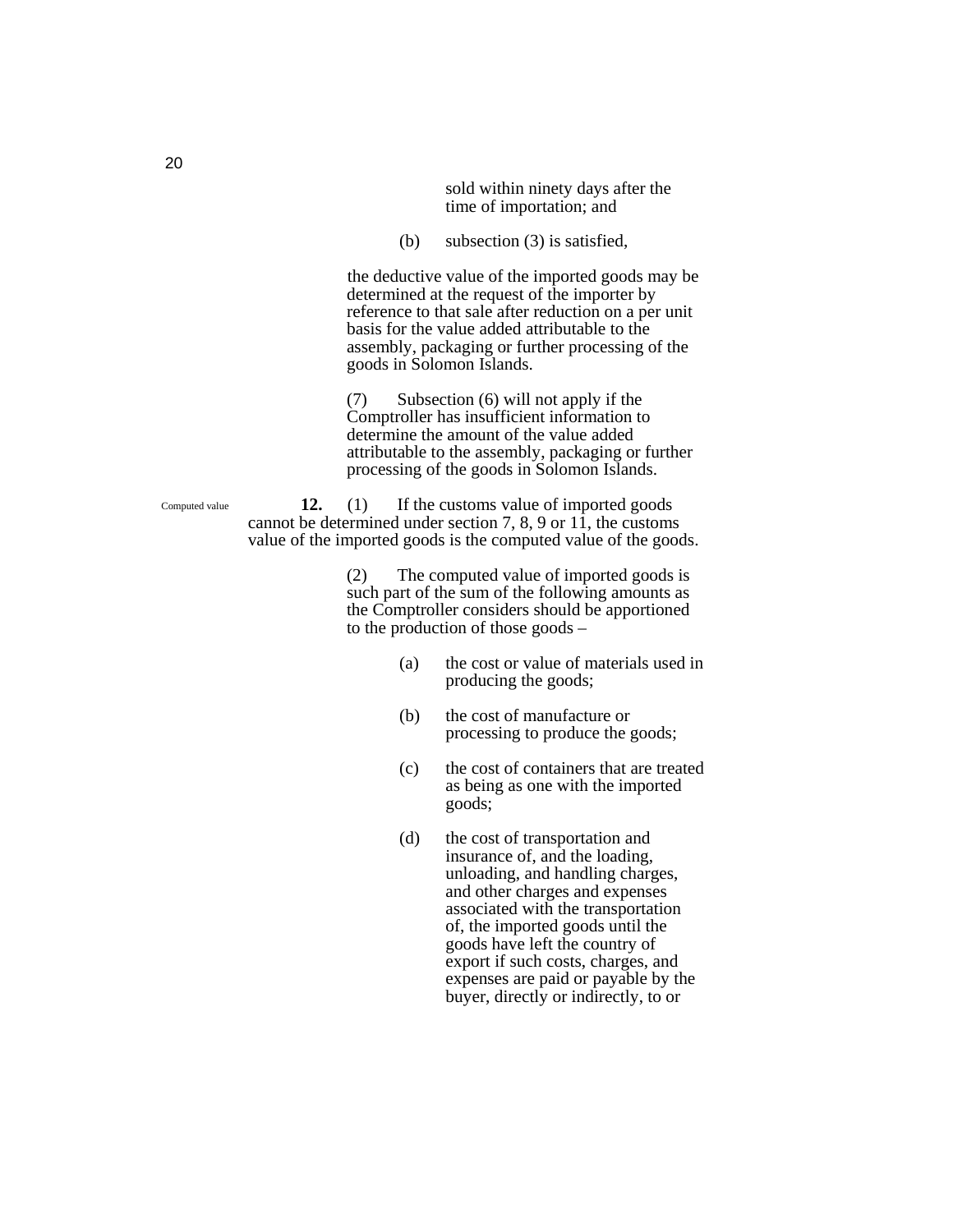sold within ninety days after the time of importation; and

(b) subsection (3) is satisfied,

the deductive value of the imported goods may be determined at the request of the importer by reference to that sale after reduction on a per unit basis for the value added attributable to the assembly, packaging or further processing of the goods in Solomon Islands.

(7) Subsection (6) will not apply if the Comptroller has insufficient information to determine the amount of the value added attributable to the assembly, packaging or further processing of the goods in Solomon Islands.

Computed value

**12.** (1) If the customs value of imported goods cannot be determined under section 7, 8, 9 or 11, the customs value of the imported goods is the computed value of the goods.

(2) The computed value of imported goods is such part of the sum of the following amounts as the Comptroller considers should be apportioned to the production of those goods –

(a) the cost or value of materials used in producing the goods;

(b) the cost of manufacture or processing to produce the goods;

(c) the cost of containers that are treated as being as one with the imported goods;

(d) the cost of transportation and insurance of, and the loading, unloading, and handling charges, and other charges and expenses associated with the transportation of, the imported goods until the goods have left the country of export if such costs, charges, and expenses are paid or payable by the buyer, directly or indirectly, to or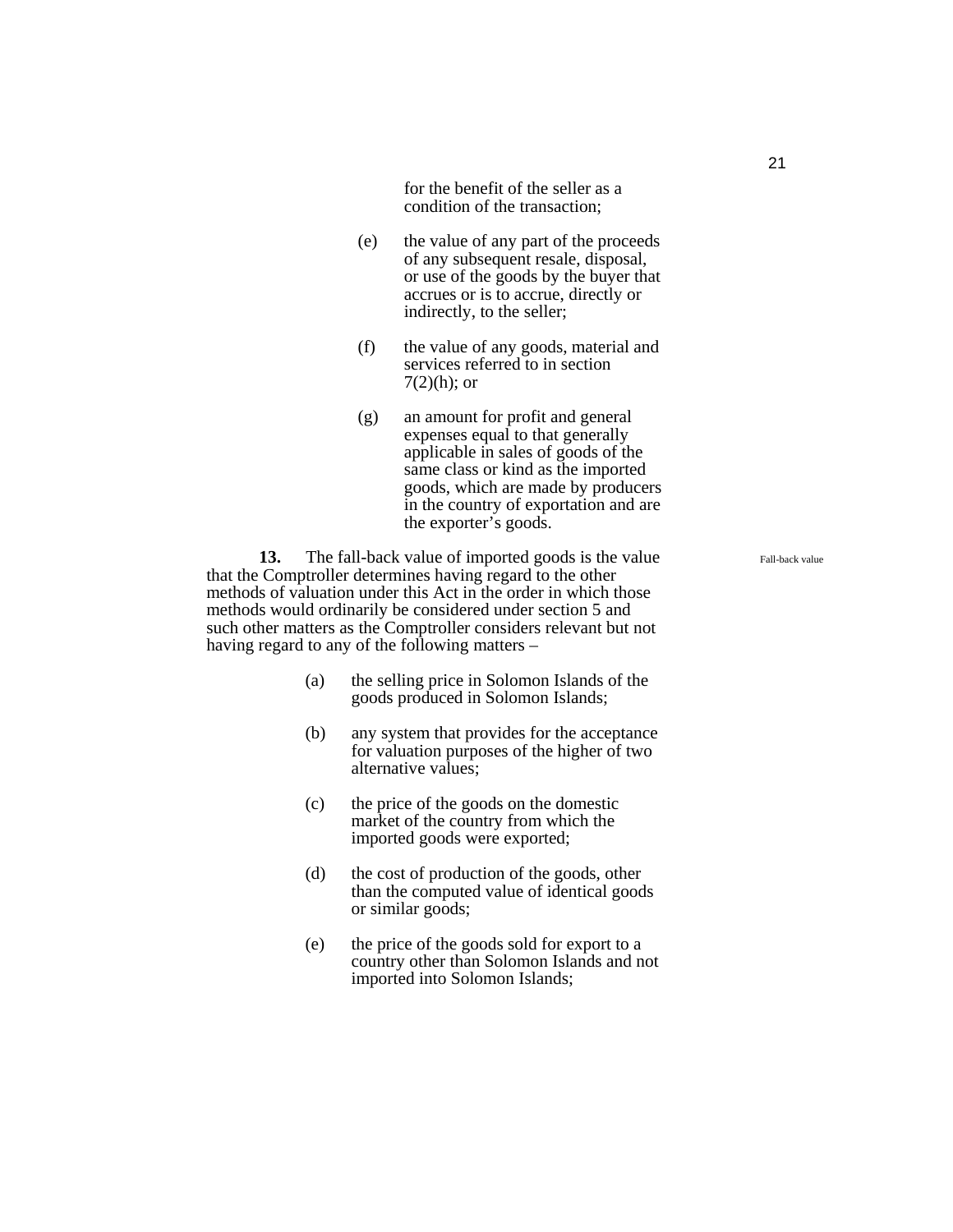for the benefit of the seller as a condition of the transaction;

(e) the value of any part of the proceeds of any subsequent resale, disposal, or use of the goods by the buyer that accrues or is to accrue, directly or indirectly, to the seller;

(f) the value of any goods, material and services referred to in section 7(2)(h); or

(g) an amount for profit and general expenses equal to that generally applicable in sales of goods of the same class or kind as the imported goods, which are made by producers in the country of exportation and are the exporter's goods.

**13.** The fall-back value of imported goods is the value that the Comptroller determines having regard to the other methods of valuation under this Act in the order in which those methods would ordinarily be considered under section 5 and such other matters as the Comptroller considers relevant but not having regard to any of the following matters –

Fall-back value

(a) the selling price in Solomon Islands of the goods produced in Solomon Islands;

(b) any system that provides for the acceptance for valuation purposes of the higher of two alternative values;

(c) the price of the goods on the domestic market of the country from which the imported goods were exported;

(d) the cost of production of the goods, other than the computed value of identical goods or similar goods;

(e) the price of the goods sold for export to a country other than Solomon Islands and not imported into Solomon Islands;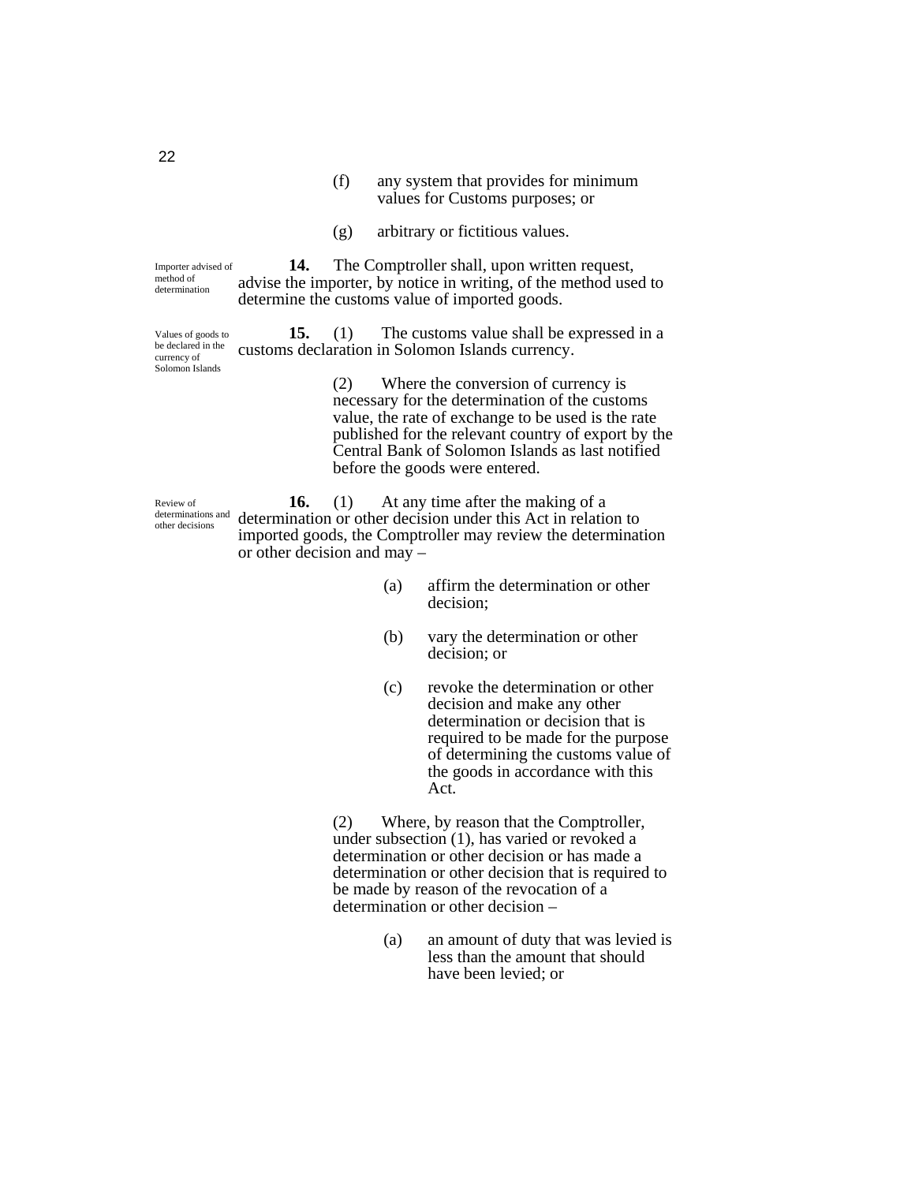(f) any system that provides for minimum values for Customs purposes; or

(g) arbitrary or fictitious values.

*Importer advised of method of determination*

**14.** The Comptroller shall, upon written request, advise the importer, by notice in writing, of the method used to determine the customs value of imported goods.

*Values of goods to be declared in the currency of Solomon Islands*

**15.** (1) The customs value shall be expressed in a customs declaration in Solomon Islands currency.

(2) Where the conversion of currency is necessary for the determination of the customs value, the rate of exchange to be used is the rate published for the relevant country of export by the Central Bank of Solomon Islands as last notified before the goods were entered.

*Review of determinations and other decisions*

**16.** (1) At any time after the making of a determination or other decision under this Act in relation to imported goods, the Comptroller may review the determination or other decision and may –

(a) affirm the determination or other decision;

(b) vary the determination or other decision; or

(c) revoke the determination or other decision and make any other determination or decision that is required to be made for the purpose of determining the customs value of the goods in accordance with this Act.

(2) Where, by reason that the Comptroller, under subsection (1), has varied or revoked a determination or other decision or has made a determination or other decision that is required to be made by reason of the revocation of a determination or other decision –

(a) an amount of duty that was levied is less than the amount that should have been levied; or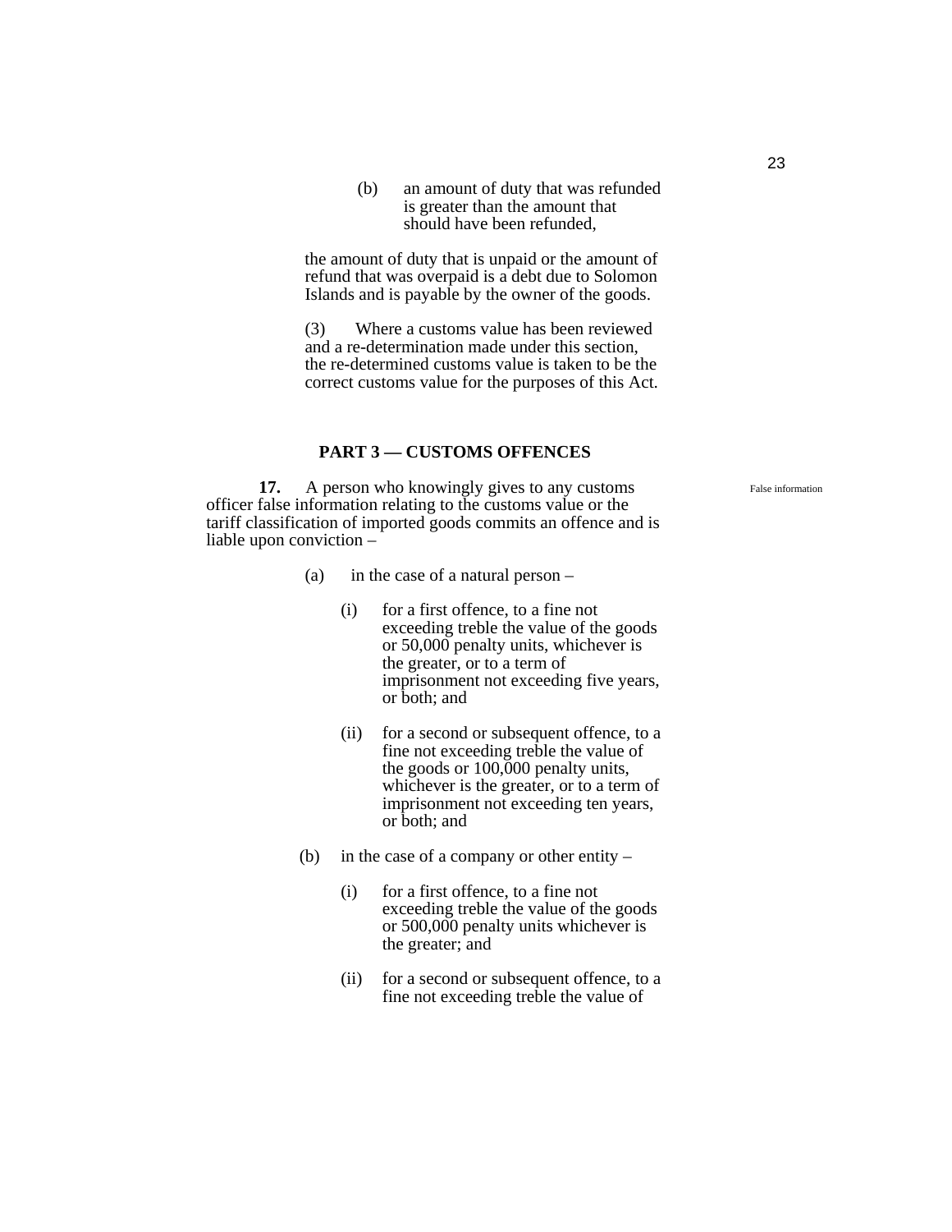(b) an amount of duty that was refunded is greater than the amount that should have been refunded,

the amount of duty that is unpaid or the amount of refund that was overpaid is a debt due to Solomon Islands and is payable by the owner of the goods.

(3) Where a customs value has been reviewed and a re-determination made under this section, the re-determined customs value is taken to be the correct customs value for the purposes of this Act.

## PART 3 — CUSTOMS OFFENCES

False information

**17.** A person who knowingly gives to any customs officer false information relating to the customs value or the tariff classification of imported goods commits an offence and is liable upon conviction –

(a) in the case of a natural person –

(i) for a first offence, to a fine not exceeding treble the value of the goods or 50,000 penalty units, whichever is the greater, or to a term of imprisonment not exceeding five years, or both; and

(ii) for a second or subsequent offence, to a fine not exceeding treble the value of the goods or 100,000 penalty units, whichever is the greater, or to a term of imprisonment not exceeding ten years, or both; and

(b) in the case of a company or other entity –

(i) for a first offence, to a fine not exceeding treble the value of the goods or 500,000 penalty units whichever is the greater; and

(ii) for a second or subsequent offence, to a fine not exceeding treble the value of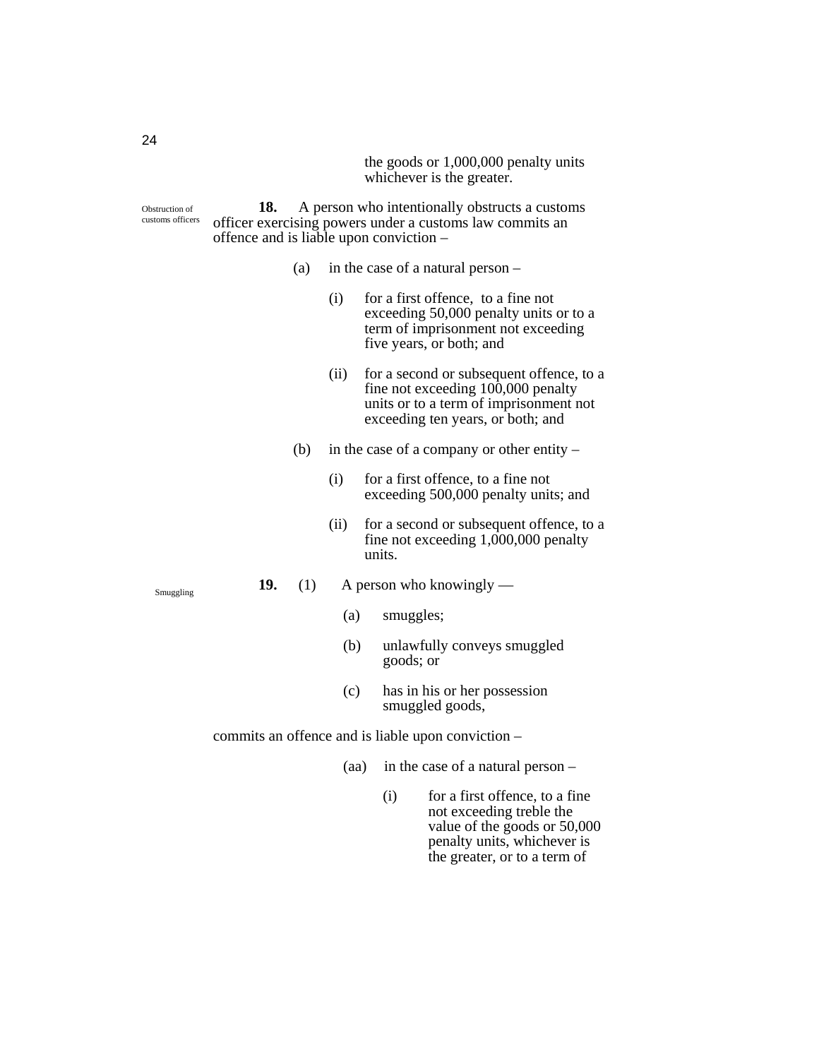the goods or 1,000,000 penalty units whichever is the greater.

Obstruction of customs officers

**18.** A person who intentionally obstructs a customs officer exercising powers under a customs law commits an offence and is liable upon conviction –

(a) in the case of a natural person –

(i) for a first offence, to a fine not exceeding 50,000 penalty units or to a term of imprisonment not exceeding five years, or both; and

(ii) for a second or subsequent offence, to a fine not exceeding 100,000 penalty units or to a term of imprisonment not exceeding ten years, or both; and

(b) in the case of a company or other entity –

(i) for a first offence, to a fine not exceeding 500,000 penalty units; and

(ii) for a second or subsequent offence, to a fine not exceeding 1,000,000 penalty units.

Smuggling

**19.** (1) A person who knowingly —

(a) smuggles;

(b) unlawfully conveys smuggled goods; or

(c) has in his or her possession smuggled goods,

commits an offence and is liable upon conviction –

(aa) in the case of a natural person –

(i) for a first offence, to a fine not exceeding treble the value of the goods or 50,000 penalty units, whichever is the greater, or to a term of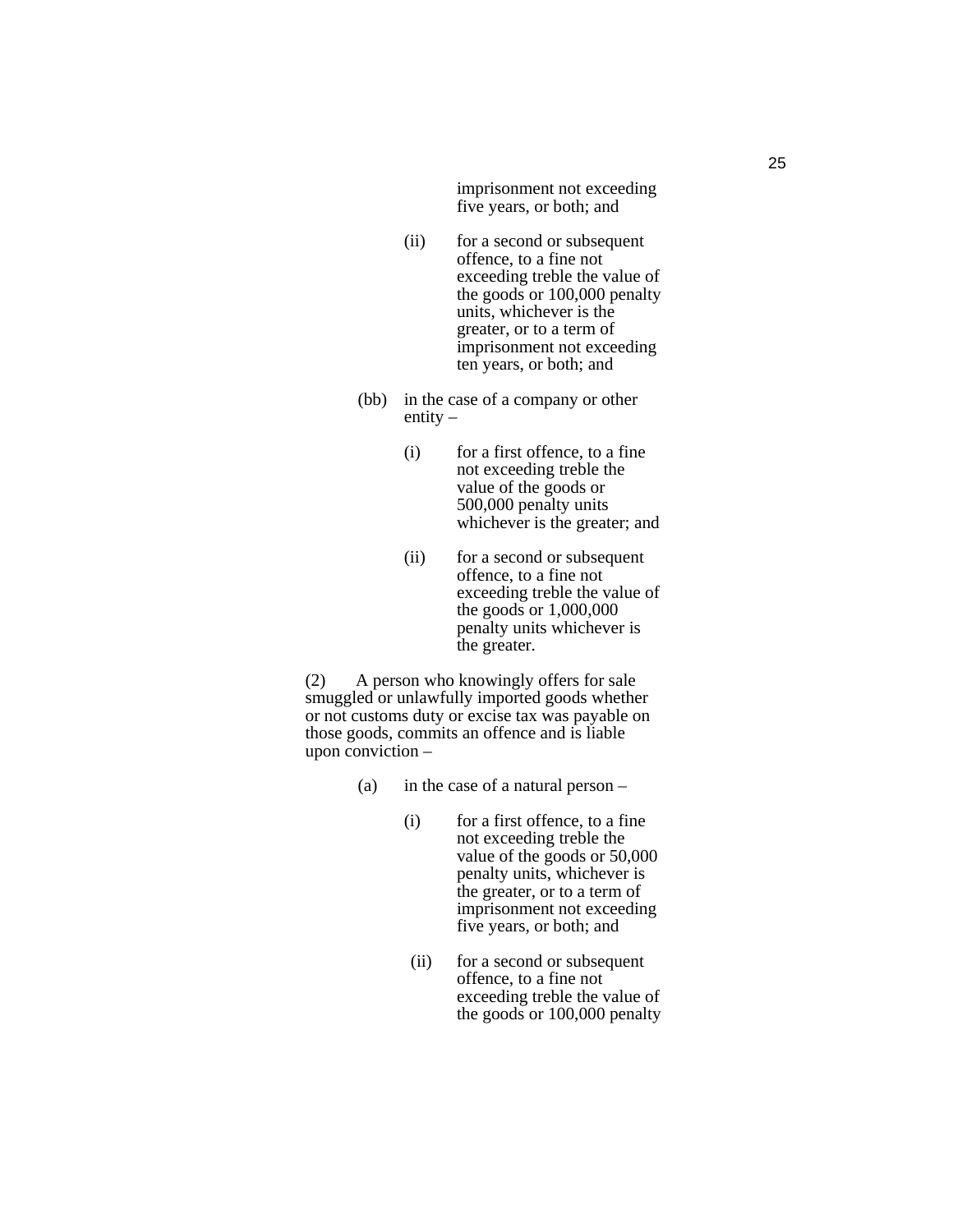imprisonment not exceeding five years, or both; and

(ii) for a second or subsequent offence, to a fine not exceeding treble the value of the goods or 100,000 penalty units, whichever is the greater, or to a term of imprisonment not exceeding ten years, or both; and

(bb) in the case of a company or other entity –

(i) for a first offence, to a fine not exceeding treble the value of the goods or 500,000 penalty units whichever is the greater; and

(ii) for a second or subsequent offence, to a fine not exceeding treble the value of the goods or 1,000,000 penalty units whichever is the greater.

(2) A person who knowingly offers for sale smuggled or unlawfully imported goods whether or not customs duty or excise tax was payable on those goods, commits an offence and is liable upon conviction –

(a) in the case of a natural person –

(i) for a first offence, to a fine not exceeding treble the value of the goods or 50,000 penalty units, whichever is the greater, or to a term of imprisonment not exceeding five years, or both; and

(ii) for a second or subsequent offence, to a fine not exceeding treble the value of the goods or 100,000 penalty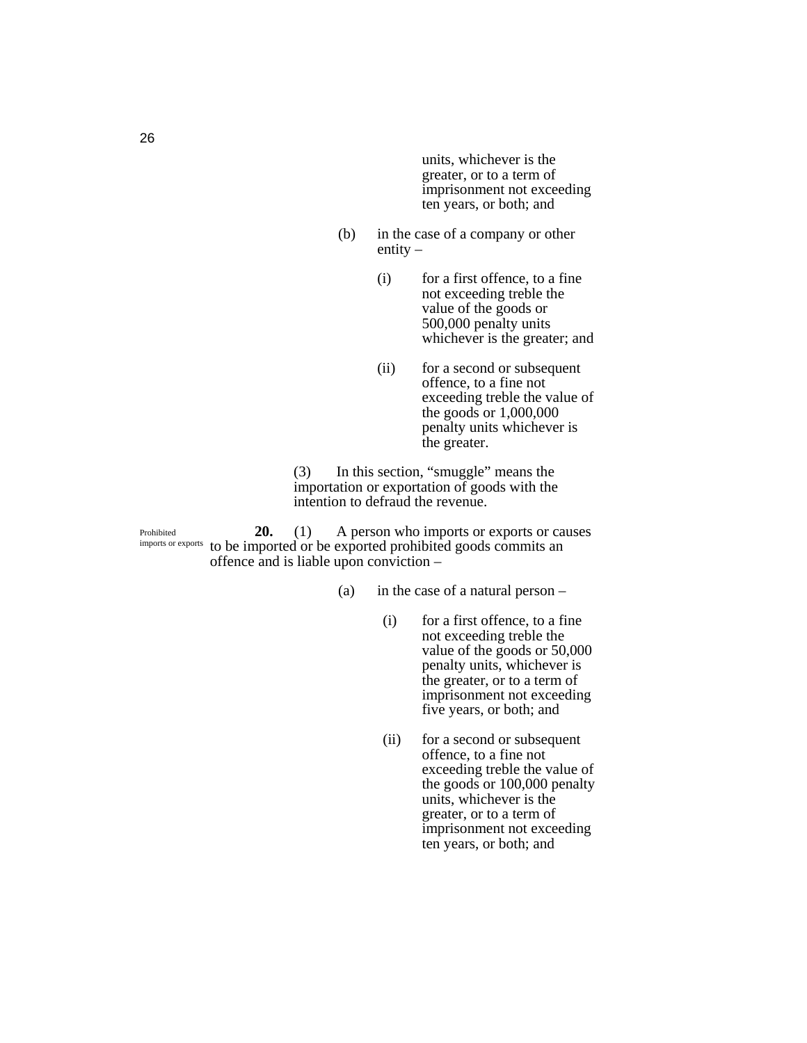units, whichever is the greater, or to a term of imprisonment not exceeding ten years, or both; and

(b) in the case of a company or other entity –

(i) for a first offence, to a fine not exceeding treble the value of the goods or 500,000 penalty units whichever is the greater; and

(ii) for a second or subsequent offence, to a fine not exceeding treble the value of the goods or 1,000,000 penalty units whichever is the greater.

(3) In this section, “smuggle” means the importation or exportation of goods with the intention to defraud the revenue.

Prohibited imports or exports

**20.** (1) A person who imports or exports or causes to be imported or be exported prohibited goods commits an offence and is liable upon conviction –

(a) in the case of a natural person –

(i) for a first offence, to a fine not exceeding treble the value of the goods or 50,000 penalty units, whichever is the greater, or to a term of imprisonment not exceeding five years, or both; and

(ii) for a second or subsequent offence, to a fine not exceeding treble the value of the goods or 100,000 penalty units, whichever is the greater, or to a term of imprisonment not exceeding ten years, or both; and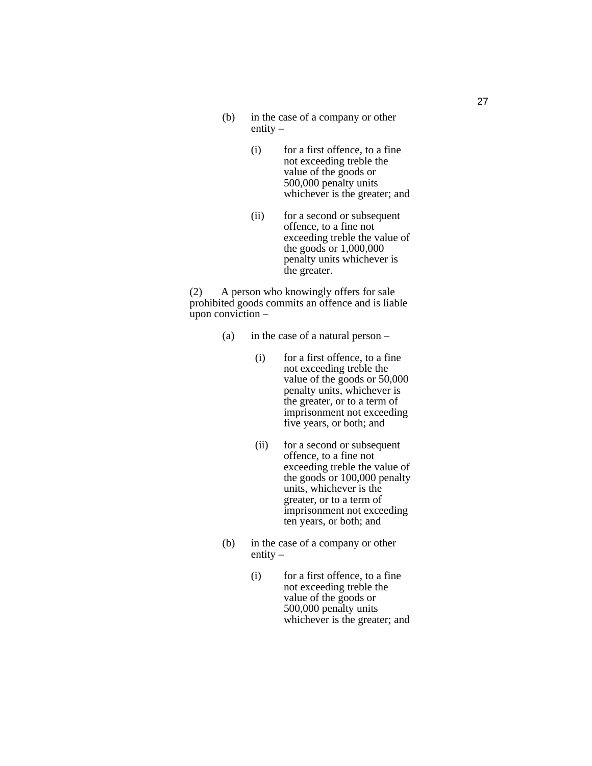(b) in the case of a company or other entity –

   (i) for a first offence, to a fine not exceeding treble the value of the goods or 500,000 penalty units whichever is the greater; and

   (ii) for a second or subsequent offence, to a fine not exceeding treble the value of the goods or 1,000,000 penalty units whichever is the greater.

(2) A person who knowingly offers for sale prohibited goods commits an offence and is liable upon conviction –

(a) in the case of a natural person –

   (i) for a first offence, to a fine not exceeding treble the value of the goods or 50,000 penalty units, whichever is the greater, or to a term of imprisonment not exceeding five years, or both; and

   (ii) for a second or subsequent offence, to a fine not exceeding treble the value of the goods or 100,000 penalty units, whichever is the greater, or to a term of imprisonment not exceeding ten years, or both; and

(b) in the case of a company or other entity –

   (i) for a first offence, to a fine not exceeding treble the value of the goods or 500,000 penalty units whichever is the greater; and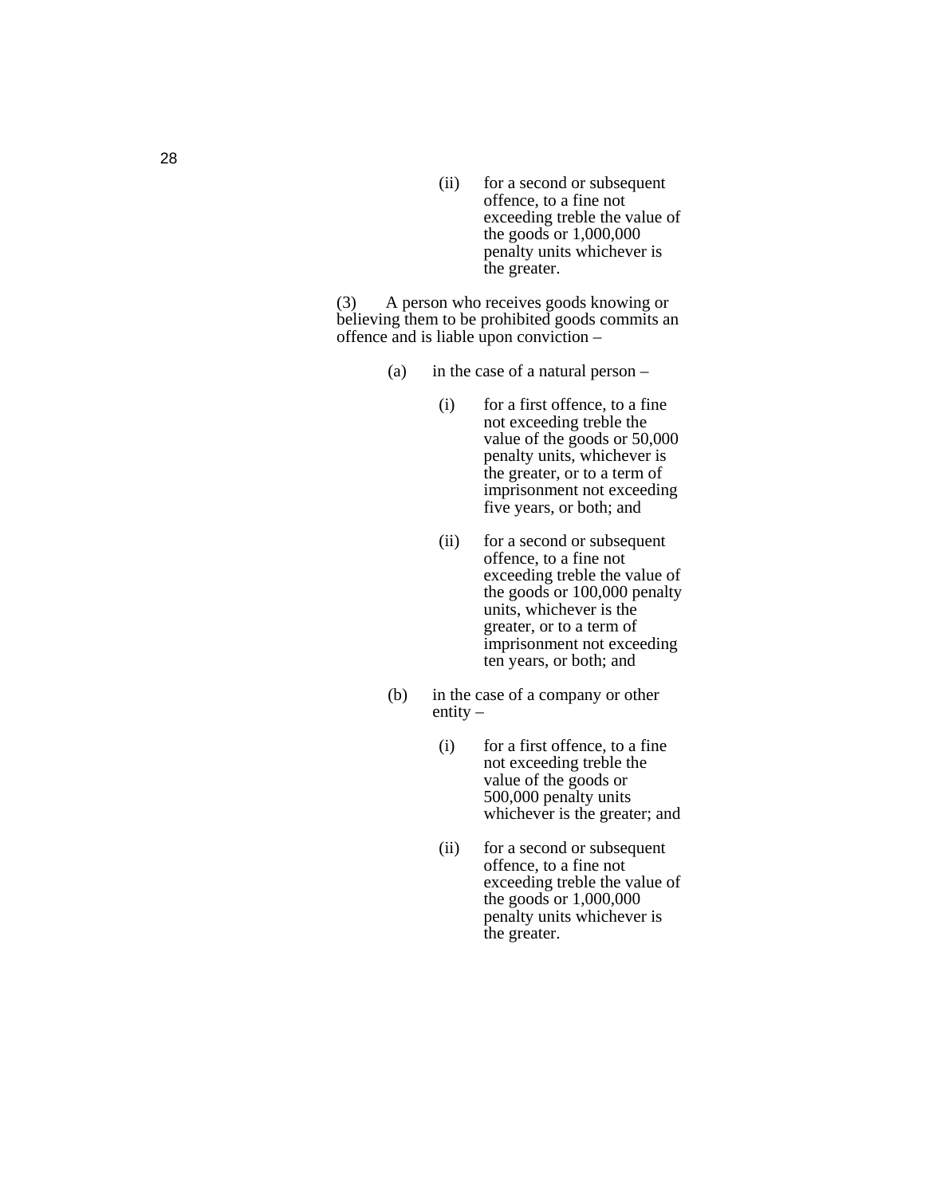(ii) for a second or subsequent offence, to a fine not exceeding treble the value of the goods or 1,000,000 penalty units whichever is the greater.

(3) A person who receives goods knowing or believing them to be prohibited goods commits an offence and is liable upon conviction –

(a) in the case of a natural person –

(i) for a first offence, to a fine not exceeding treble the value of the goods or 50,000 penalty units, whichever is the greater, or to a term of imprisonment not exceeding five years, or both; and

(ii) for a second or subsequent offence, to a fine not exceeding treble the value of the goods or 100,000 penalty units, whichever is the greater, or to a term of imprisonment not exceeding ten years, or both; and

(b) in the case of a company or other entity –

(i) for a first offence, to a fine not exceeding treble the value of the goods or 500,000 penalty units whichever is the greater; and

(ii) for a second or subsequent offence, to a fine not exceeding treble the value of the goods or 1,000,000 penalty units whichever is the greater.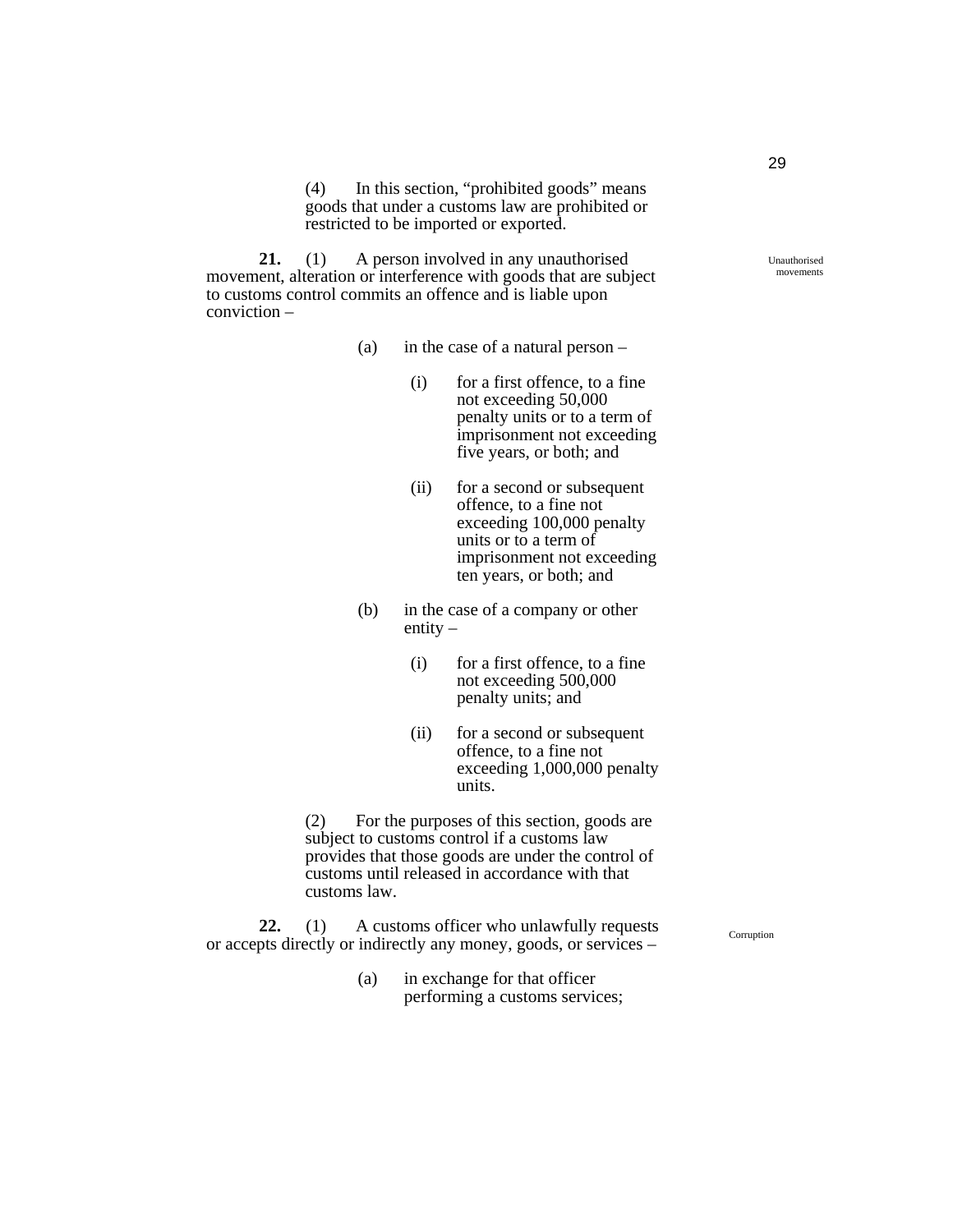(4) In this section, "prohibited goods" means goods that under a customs law are prohibited or restricted to be imported or exported.

Unauthorised movements

**21.** (1) A person involved in any unauthorised movement, alteration or interference with goods that are subject to customs control commits an offence and is liable upon conviction –

(a) in the case of a natural person –

(i) for a first offence, to a fine not exceeding 50,000 penalty units or to a term of imprisonment not exceeding five years, or both; and

(ii) for a second or subsequent offence, to a fine not exceeding 100,000 penalty units or to a term of imprisonment not exceeding ten years, or both; and

(b) in the case of a company or other entity –

(i) for a first offence, to a fine not exceeding 500,000 penalty units; and

(ii) for a second or subsequent offence, to a fine not exceeding 1,000,000 penalty units.

(2) For the purposes of this section, goods are subject to customs control if a customs law provides that those goods are under the control of customs until released in accordance with that customs law.

Corruption

**22.** (1) A customs officer who unlawfully requests or accepts directly or indirectly any money, goods, or services –

(a) in exchange for that officer performing a customs services;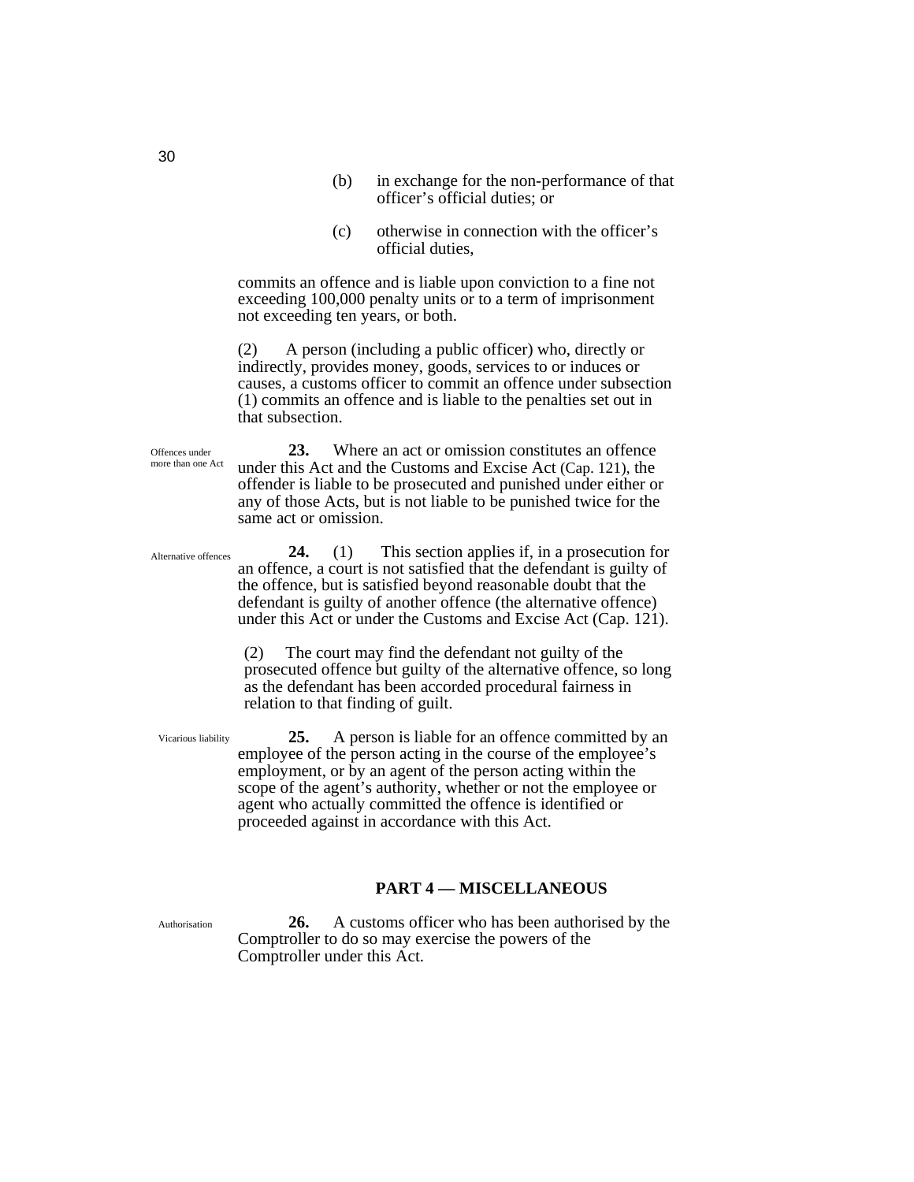(b) in exchange for the non-performance of that officer's official duties; or

(c) otherwise in connection with the officer's official duties,

commits an offence and is liable upon conviction to a fine not exceeding 100,000 penalty units or to a term of imprisonment not exceeding ten years, or both.

(2) A person (including a public officer) who, directly or indirectly, provides money, goods, services to or induces or causes, a customs officer to commit an offence under subsection (1) commits an offence and is liable to the penalties set out in that subsection.

Offences under more than one Act

**23.** Where an act or omission constitutes an offence under this Act and the Customs and Excise Act (Cap. 121), the offender is liable to be prosecuted and punished under either or any of those Acts, but is not liable to be punished twice for the same act or omission.

Alternative offences

**24.** (1) This section applies if, in a prosecution for an offence, a court is not satisfied that the defendant is guilty of the offence, but is satisfied beyond reasonable doubt that the defendant is guilty of another offence (the alternative offence) under this Act or under the Customs and Excise Act (Cap. 121).

(2) The court may find the defendant not guilty of the prosecuted offence but guilty of the alternative offence, so long as the defendant has been accorded procedural fairness in relation to that finding of guilt.

Vicarious liability

**25.** A person is liable for an offence committed by an employee of the person acting in the course of the employee's employment, or by an agent of the person acting within the scope of the agent's authority, whether or not the employee or agent who actually committed the offence is identified or proceeded against in accordance with this Act.

## PART 4 — MISCELLANEOUS

Authorisation

**26.** A customs officer who has been authorised by the Comptroller to do so may exercise the powers of the Comptroller under this Act.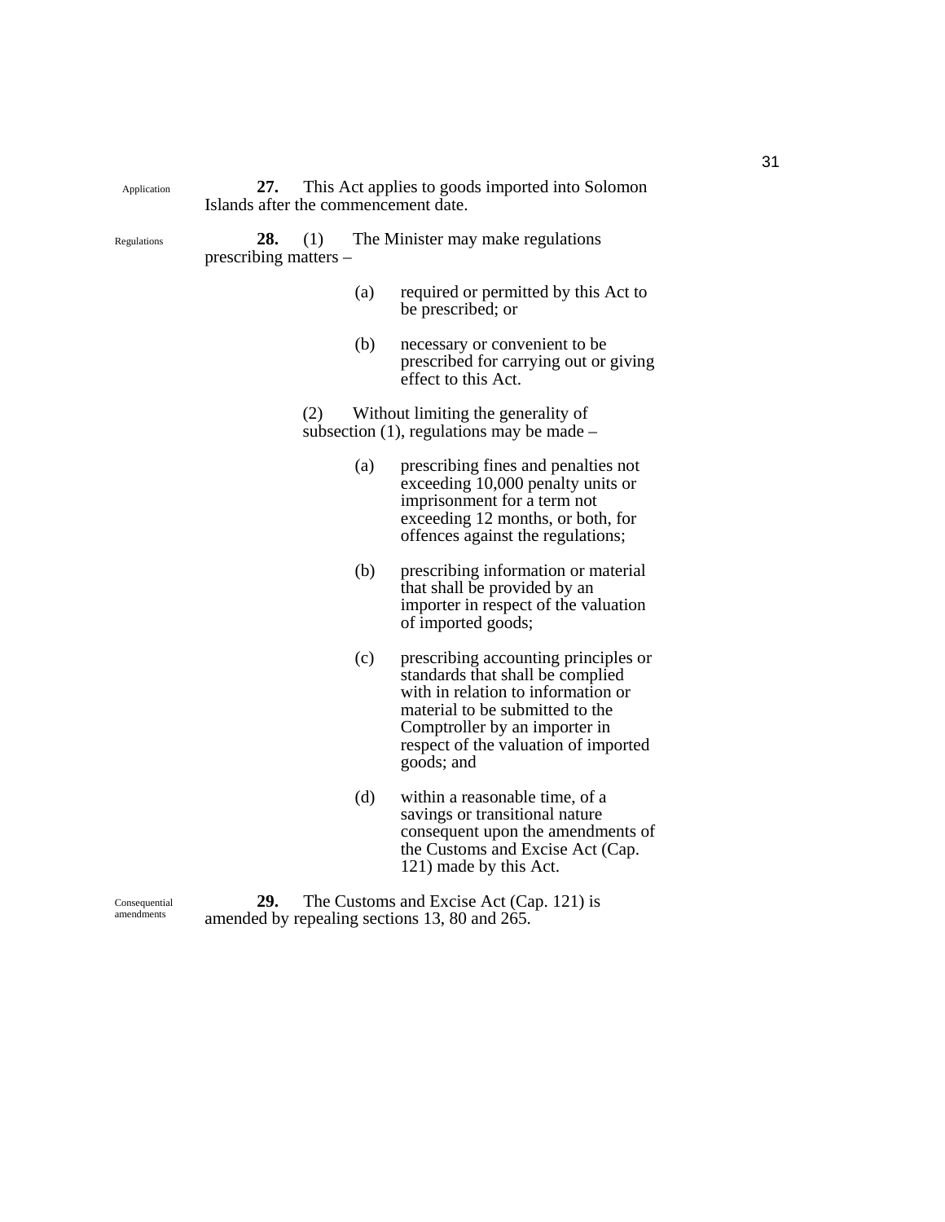Application

**27.** This Act applies to goods imported into Solomon Islands after the commencement date.

Regulations

**28.** (1) The Minister may make regulations prescribing matters –

(a) required or permitted by this Act to be prescribed; or

(b) necessary or convenient to be prescribed for carrying out or giving effect to this Act.

(2) Without limiting the generality of subsection (1), regulations may be made –

(a) prescribing fines and penalties not exceeding 10,000 penalty units or imprisonment for a term not exceeding 12 months, or both, for offences against the regulations;

(b) prescribing information or material that shall be provided by an importer in respect of the valuation of imported goods;

(c) prescribing accounting principles or standards that shall be complied with in relation to information or material to be submitted to the Comptroller by an importer in respect of the valuation of imported goods; and

(d) within a reasonable time, of a savings or transitional nature consequent upon the amendments of the Customs and Excise Act (Cap. 121) made by this Act.

Consequential amendments

**29.** The Customs and Excise Act (Cap. 121) is amended by repealing sections 13, 80 and 265.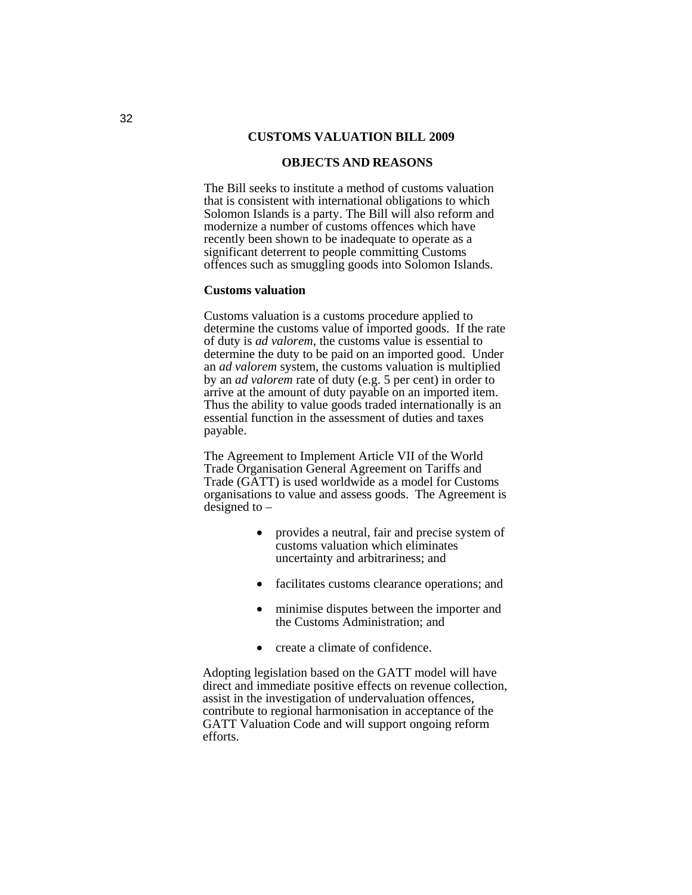# CUSTOMS VALUATION BILL 2009

## OBJECTS AND REASONS

The Bill seeks to institute a method of customs valuation that is consistent with international obligations to which Solomon Islands is a party. The Bill will also reform and modernize a number of customs offences which have recently been shown to be inadequate to operate as a significant deterrent to people committing Customs offences such as smuggling goods into Solomon Islands.

**Customs valuation**

Customs valuation is a customs procedure applied to determine the customs value of imported goods. If the rate of duty is *ad valorem*, the customs value is essential to determine the duty to be paid on an imported good. Under an *ad valorem* system, the customs valuation is multiplied by an *ad valorem* rate of duty (e.g. 5 per cent) in order to arrive at the amount of duty payable on an imported item. Thus the ability to value goods traded internationally is an essential function in the assessment of duties and taxes payable.

The Agreement to Implement Article VII of the World Trade Organisation General Agreement on Tariffs and Trade (GATT) is used worldwide as a model for Customs organisations to value and assess goods. The Agreement is designed to –

- provides a neutral, fair and precise system of customs valuation which eliminates uncertainty and arbitrariness; and
- facilitates customs clearance operations; and
- minimise disputes between the importer and the Customs Administration; and
- create a climate of confidence.

Adopting legislation based on the GATT model will have direct and immediate positive effects on revenue collection, assist in the investigation of undervaluation offences, contribute to regional harmonisation in acceptance of the GATT Valuation Code and will support ongoing reform efforts.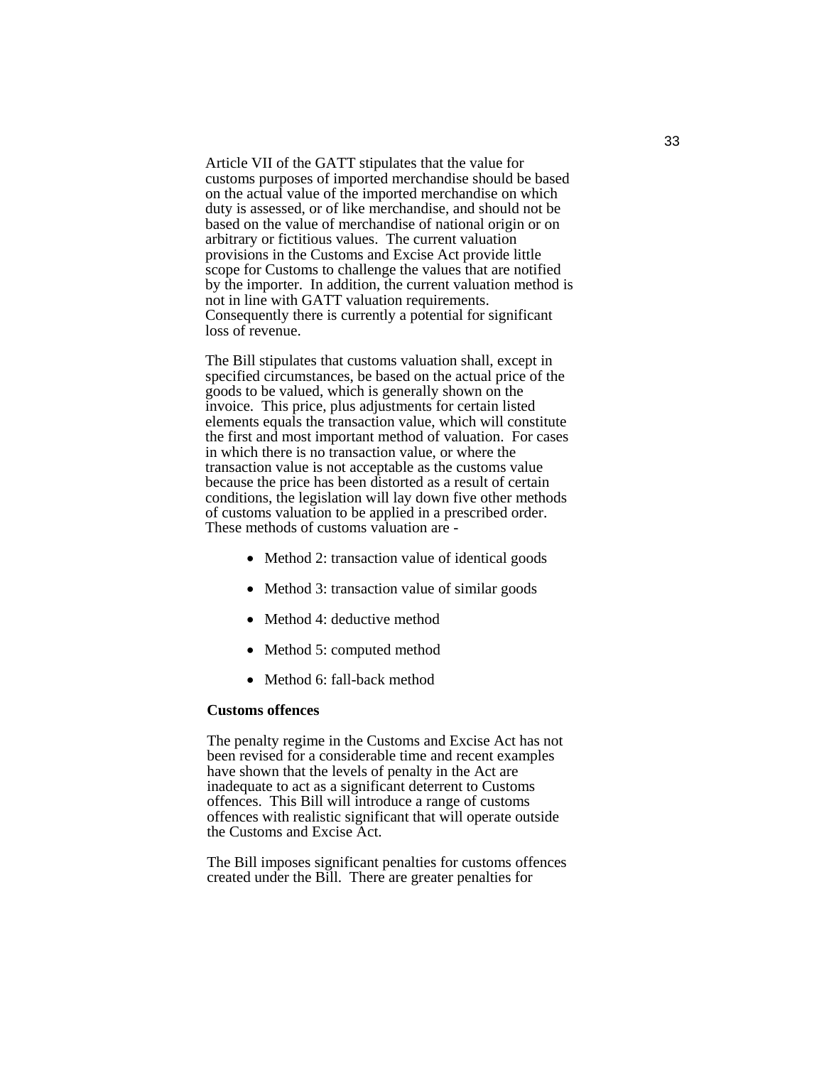Article VII of the GATT stipulates that the value for customs purposes of imported merchandise should be based on the actual value of the imported merchandise on which duty is assessed, or of like merchandise, and should not be based on the value of merchandise of national origin or on arbitrary or fictitious values. The current valuation provisions in the Customs and Excise Act provide little scope for Customs to challenge the values that are notified by the importer. In addition, the current valuation method is not in line with GATT valuation requirements. Consequently there is currently a potential for significant loss of revenue.

The Bill stipulates that customs valuation shall, except in specified circumstances, be based on the actual price of the goods to be valued, which is generally shown on the invoice. This price, plus adjustments for certain listed elements equals the transaction value, which will constitute the first and most important method of valuation. For cases in which there is no transaction value, or where the transaction value is not acceptable as the customs value because the price has been distorted as a result of certain conditions, the legislation will lay down five other methods of customs valuation to be applied in a prescribed order. These methods of customs valuation are -

- Method 2: transaction value of identical goods
- Method 3: transaction value of similar goods
- Method 4: deductive method
- Method 5: computed method
- Method 6: fall-back method

**Customs offences**

The penalty regime in the Customs and Excise Act has not been revised for a considerable time and recent examples have shown that the levels of penalty in the Act are inadequate to act as a significant deterrent to Customs offences. This Bill will introduce a range of customs offences with realistic significant that will operate outside the Customs and Excise Act.

The Bill imposes significant penalties for customs offences created under the Bill. There are greater penalties for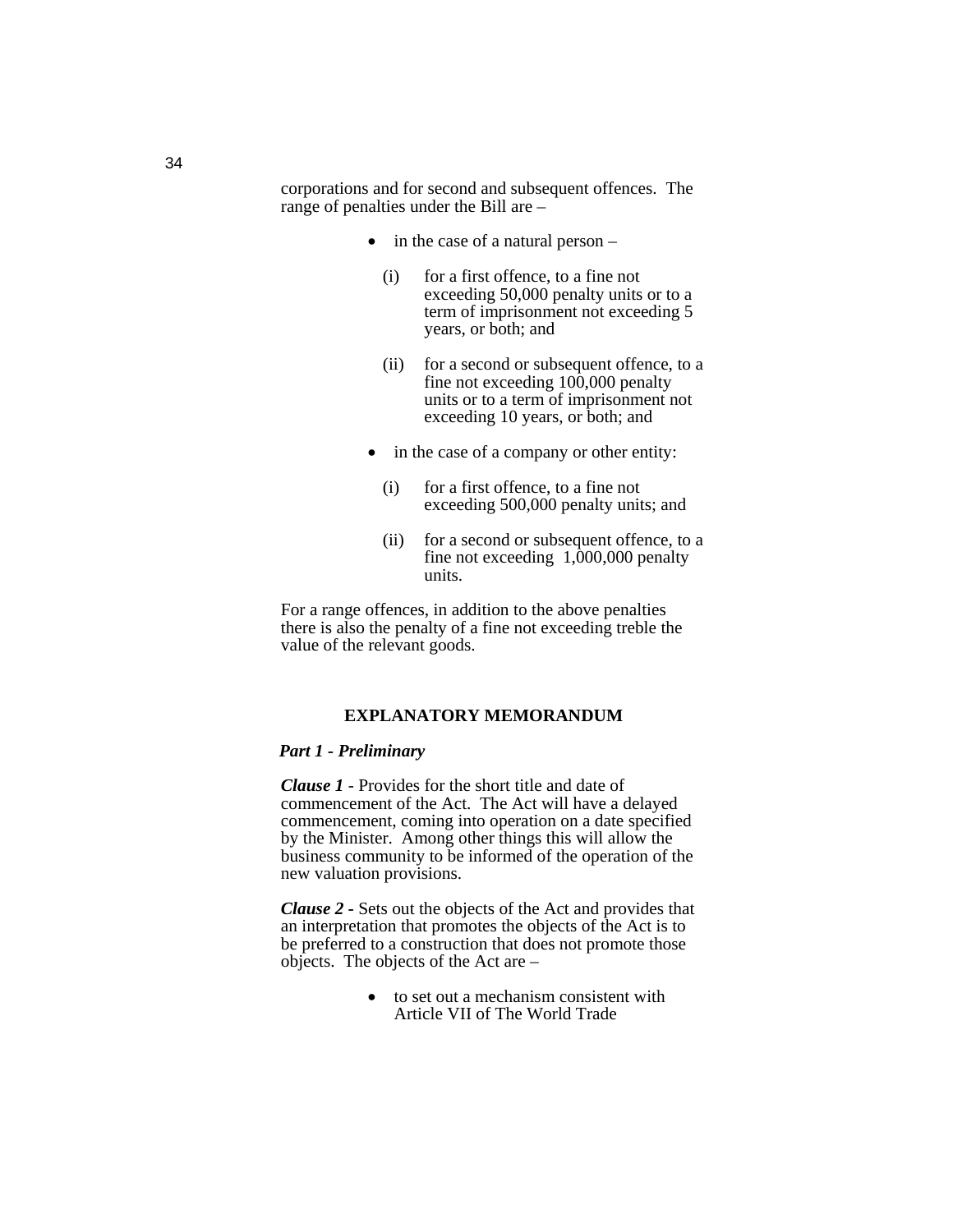corporations and for second and subsequent offences. The range of penalties under the Bill are –

- in the case of a natural person –

  (i) for a first offence, to a fine not exceeding 50,000 penalty units or to a term of imprisonment not exceeding 5 years, or both; and

  (ii) for a second or subsequent offence, to a fine not exceeding 100,000 penalty units or to a term of imprisonment not exceeding 10 years, or both; and

- in the case of a company or other entity:

  (i) for a first offence, to a fine not exceeding 500,000 penalty units; and

  (ii) for a second or subsequent offence, to a fine not exceeding 1,000,000 penalty units.

For a range offences, in addition to the above penalties there is also the penalty of a fine not exceeding treble the value of the relevant goods.

## EXPLANATORY MEMORANDUM

***Part 1 - Preliminary***

***Clause 1*** - Provides for the short title and date of commencement of the Act. The Act will have a delayed commencement, coming into operation on a date specified by the Minister. Among other things this will allow the business community to be informed of the operation of the new valuation provisions.

***Clause 2*** - Sets out the objects of the Act and provides that an interpretation that promotes the objects of the Act is to be preferred to a construction that does not promote those objects. The objects of the Act are –

- to set out a mechanism consistent with Article VII of The World Trade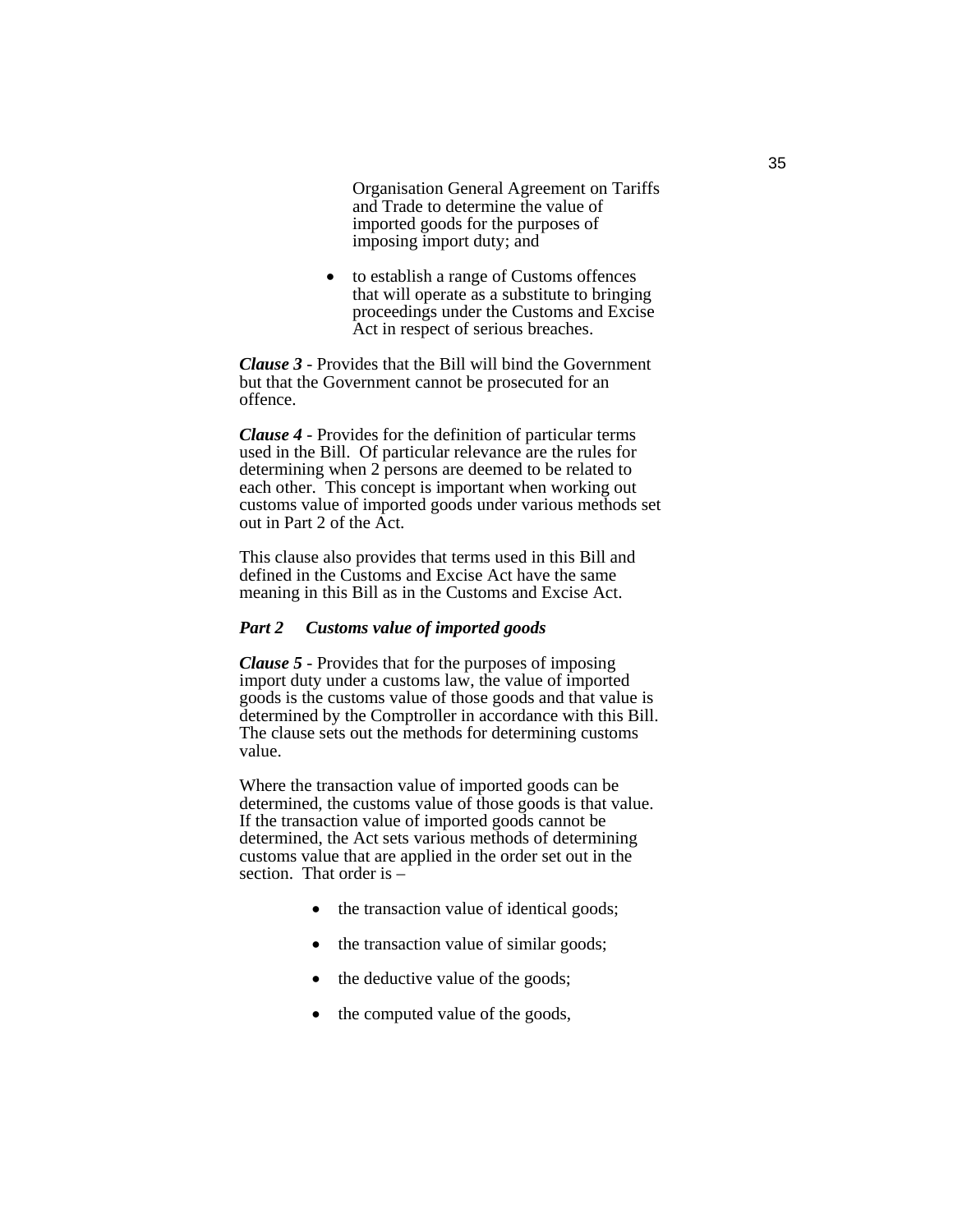Organisation General Agreement on Tariffs and Trade to determine the value of imported goods for the purposes of imposing import duty; and

- to establish a range of Customs offences that will operate as a substitute to bringing proceedings under the Customs and Excise Act in respect of serious breaches.

***Clause 3*** - Provides that the Bill will bind the Government but that the Government cannot be prosecuted for an offence.

***Clause 4*** - Provides for the definition of particular terms used in the Bill. Of particular relevance are the rules for determining when 2 persons are deemed to be related to each other. This concept is important when working out customs value of imported goods under various methods set out in Part 2 of the Act.

This clause also provides that terms used in this Bill and defined in the Customs and Excise Act have the same meaning in this Bill as in the Customs and Excise Act.

***Part 2 Customs value of imported goods***

***Clause 5*** - Provides that for the purposes of imposing import duty under a customs law, the value of imported goods is the customs value of those goods and that value is determined by the Comptroller in accordance with this Bill. The clause sets out the methods for determining customs value.

Where the transaction value of imported goods can be determined, the customs value of those goods is that value. If the transaction value of imported goods cannot be determined, the Act sets various methods of determining customs value that are applied in the order set out in the section. That order is –

- the transaction value of identical goods;
- the transaction value of similar goods;
- the deductive value of the goods;
- the computed value of the goods,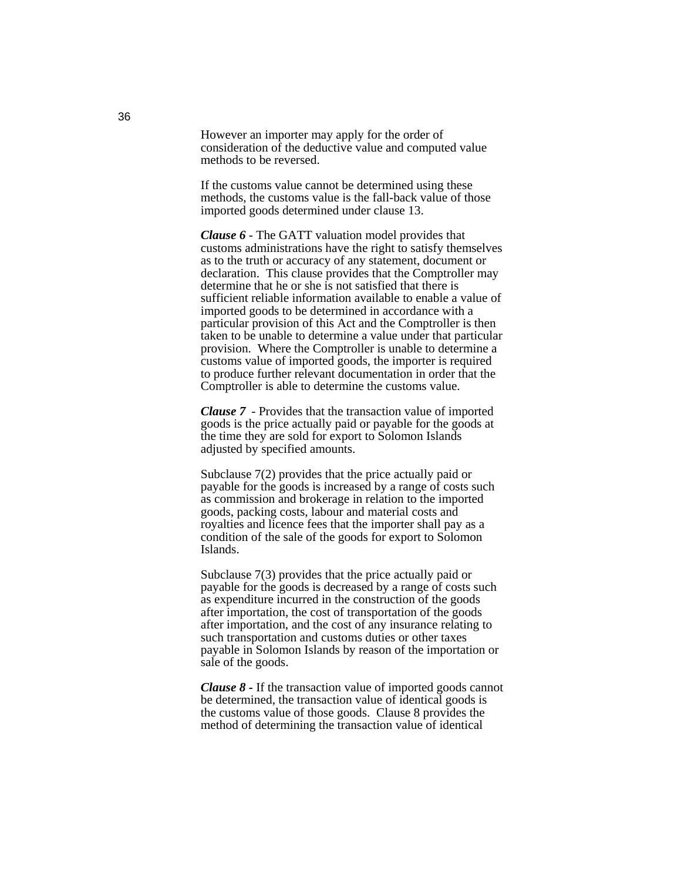However an importer may apply for the order of consideration of the deductive value and computed value methods to be reversed.

If the customs value cannot be determined using these methods, the customs value is the fall-back value of those imported goods determined under clause 13.

***Clause 6*** - The GATT valuation model provides that customs administrations have the right to satisfy themselves as to the truth or accuracy of any statement, document or declaration. This clause provides that the Comptroller may determine that he or she is not satisfied that there is sufficient reliable information available to enable a value of imported goods to be determined in accordance with a particular provision of this Act and the Comptroller is then taken to be unable to determine a value under that particular provision. Where the Comptroller is unable to determine a customs value of imported goods, the importer is required to produce further relevant documentation in order that the Comptroller is able to determine the customs value.

***Clause 7*** - Provides that the transaction value of imported goods is the price actually paid or payable for the goods at the time they are sold for export to Solomon Islands adjusted by specified amounts.

Subclause 7(2) provides that the price actually paid or payable for the goods is increased by a range of costs such as commission and brokerage in relation to the imported goods, packing costs, labour and material costs and royalties and licence fees that the importer shall pay as a condition of the sale of the goods for export to Solomon Islands.

Subclause 7(3) provides that the price actually paid or payable for the goods is decreased by a range of costs such as expenditure incurred in the construction of the goods after importation, the cost of transportation of the goods after importation, and the cost of any insurance relating to such transportation and customs duties or other taxes payable in Solomon Islands by reason of the importation or sale of the goods.

***Clause 8*** - If the transaction value of imported goods cannot be determined, the transaction value of identical goods is the customs value of those goods. Clause 8 provides the method of determining the transaction value of identical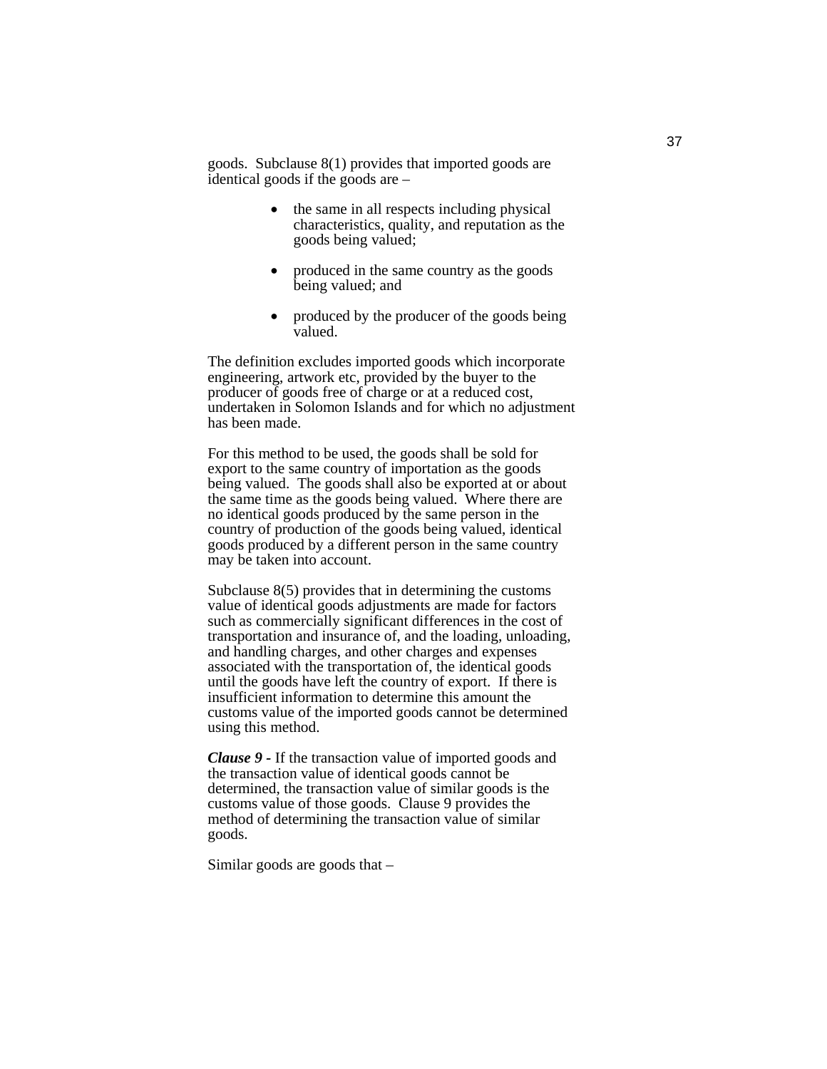goods. Subclause 8(1) provides that imported goods are identical goods if the goods are –

- the same in all respects including physical characteristics, quality, and reputation as the goods being valued;
- produced in the same country as the goods being valued; and
- produced by the producer of the goods being valued.

The definition excludes imported goods which incorporate engineering, artwork etc, provided by the buyer to the producer of goods free of charge or at a reduced cost, undertaken in Solomon Islands and for which no adjustment has been made.

For this method to be used, the goods shall be sold for export to the same country of importation as the goods being valued. The goods shall also be exported at or about the same time as the goods being valued. Where there are no identical goods produced by the same person in the country of production of the goods being valued, identical goods produced by a different person in the same country may be taken into account.

Subclause 8(5) provides that in determining the customs value of identical goods adjustments are made for factors such as commercially significant differences in the cost of transportation and insurance of, and the loading, unloading, and handling charges, and other charges and expenses associated with the transportation of, the identical goods until the goods have left the country of export. If there is insufficient information to determine this amount the customs value of the imported goods cannot be determined using this method.

***Clause 9*** **-** If the transaction value of imported goods and the transaction value of identical goods cannot be determined, the transaction value of similar goods is the customs value of those goods. Clause 9 provides the method of determining the transaction value of similar goods.

Similar goods are goods that –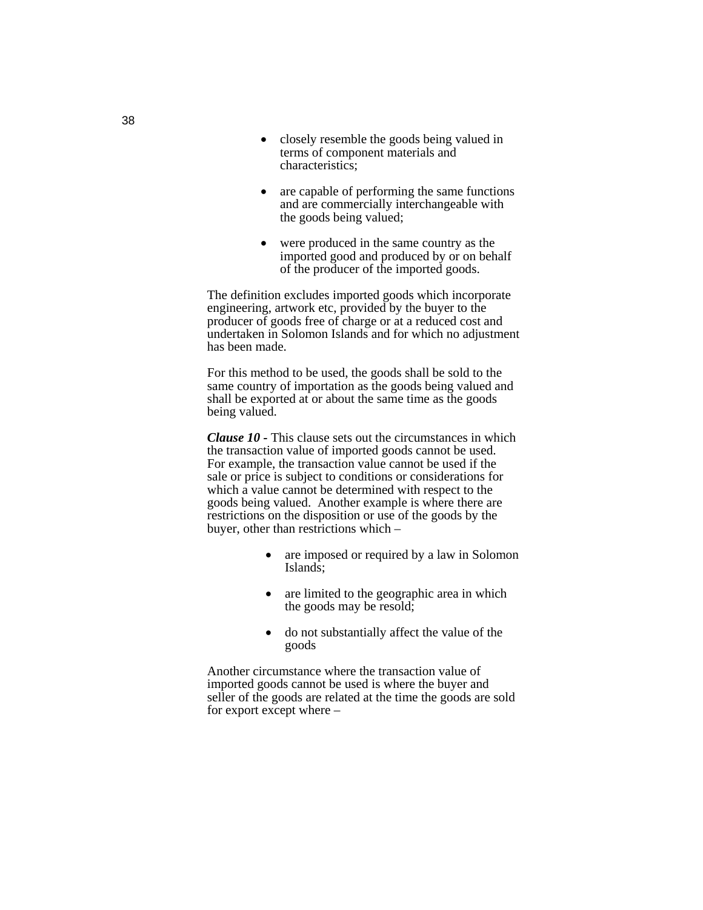- closely resemble the goods being valued in terms of component materials and characteristics;

- are capable of performing the same functions and are commercially interchangeable with the goods being valued;

- were produced in the same country as the imported good and produced by or on behalf of the producer of the imported goods.

The definition excludes imported goods which incorporate engineering, artwork etc, provided by the buyer to the producer of goods free of charge or at a reduced cost and undertaken in Solomon Islands and for which no adjustment has been made.

For this method to be used, the goods shall be sold to the same country of importation as the goods being valued and shall be exported at or about the same time as the goods being valued.

***Clause 10 -*** This clause sets out the circumstances in which the transaction value of imported goods cannot be used. For example, the transaction value cannot be used if the sale or price is subject to conditions or considerations for which a value cannot be determined with respect to the goods being valued. Another example is where there are restrictions on the disposition or use of the goods by the buyer, other than restrictions which –

- are imposed or required by a law in Solomon Islands;

- are limited to the geographic area in which the goods may be resold;

- do not substantially affect the value of the goods

Another circumstance where the transaction value of imported goods cannot be used is where the buyer and seller of the goods are related at the time the goods are sold for export except where –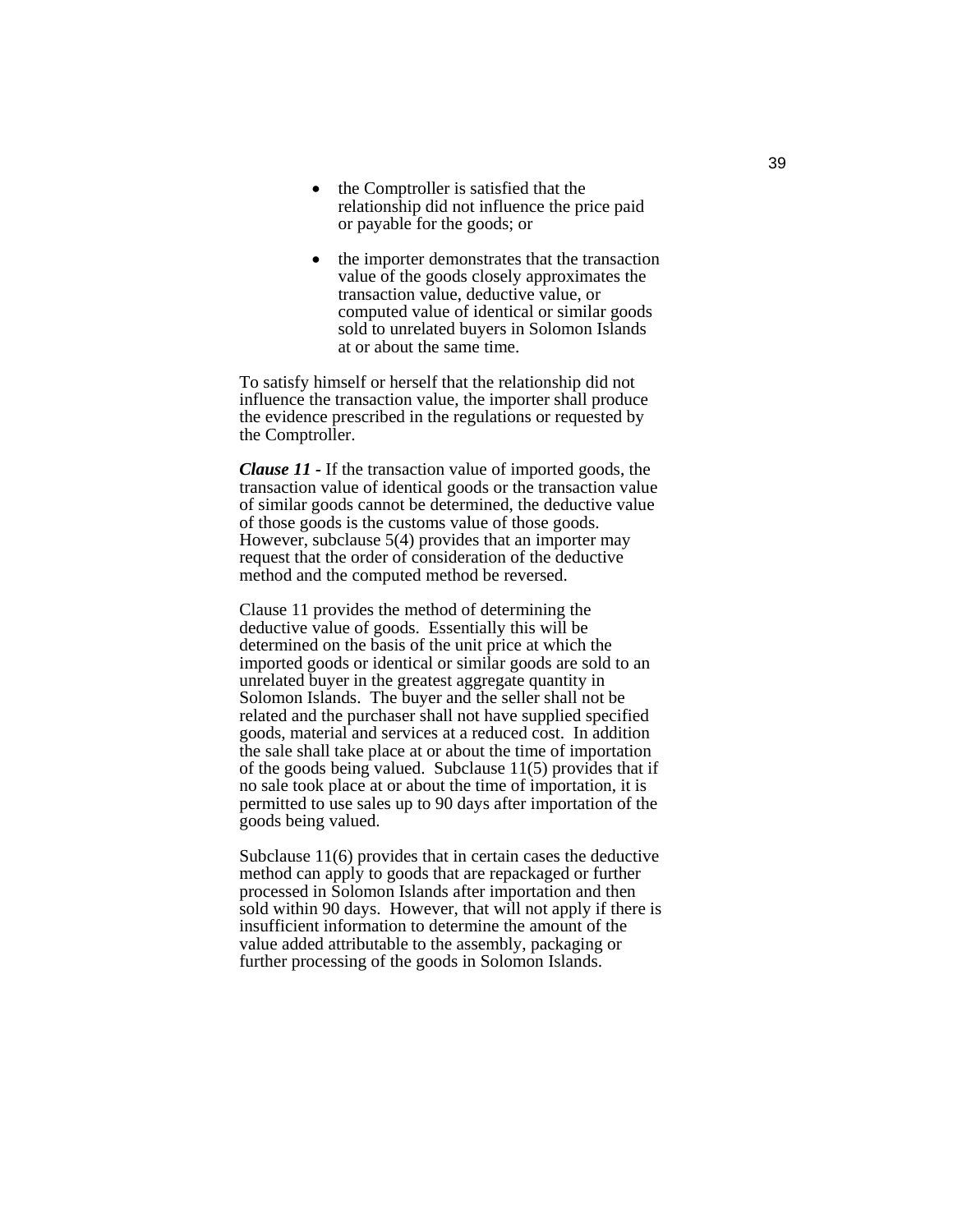- the Comptroller is satisfied that the relationship did not influence the price paid or payable for the goods; or

- the importer demonstrates that the transaction value of the goods closely approximates the transaction value, deductive value, or computed value of identical or similar goods sold to unrelated buyers in Solomon Islands at or about the same time.

To satisfy himself or herself that the relationship did not influence the transaction value, the importer shall produce the evidence prescribed in the regulations or requested by the Comptroller.

***Clause 11 -*** If the transaction value of imported goods, the transaction value of identical goods or the transaction value of similar goods cannot be determined, the deductive value of those goods is the customs value of those goods. However, subclause 5(4) provides that an importer may request that the order of consideration of the deductive method and the computed method be reversed.

Clause 11 provides the method of determining the deductive value of goods. Essentially this will be determined on the basis of the unit price at which the imported goods or identical or similar goods are sold to an unrelated buyer in the greatest aggregate quantity in Solomon Islands. The buyer and the seller shall not be related and the purchaser shall not have supplied specified goods, material and services at a reduced cost. In addition the sale shall take place at or about the time of importation of the goods being valued. Subclause 11(5) provides that if no sale took place at or about the time of importation, it is permitted to use sales up to 90 days after importation of the goods being valued.

Subclause 11(6) provides that in certain cases the deductive method can apply to goods that are repackaged or further processed in Solomon Islands after importation and then sold within 90 days. However, that will not apply if there is insufficient information to determine the amount of the value added attributable to the assembly, packaging or further processing of the goods in Solomon Islands.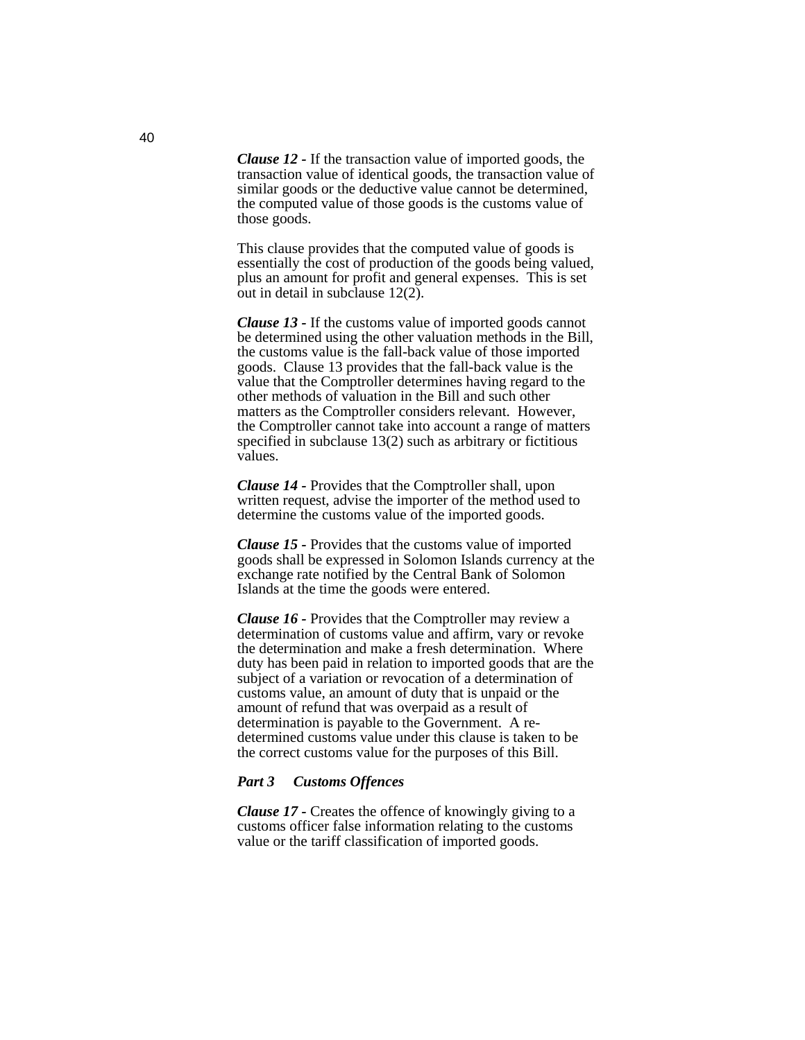***Clause 12 -*** If the transaction value of imported goods, the transaction value of identical goods, the transaction value of similar goods or the deductive value cannot be determined, the computed value of those goods is the customs value of those goods.

This clause provides that the computed value of goods is essentially the cost of production of the goods being valued, plus an amount for profit and general expenses. This is set out in detail in subclause 12(2).

***Clause 13 -*** If the customs value of imported goods cannot be determined using the other valuation methods in the Bill, the customs value is the fall-back value of those imported goods. Clause 13 provides that the fall-back value is the value that the Comptroller determines having regard to the other methods of valuation in the Bill and such other matters as the Comptroller considers relevant. However, the Comptroller cannot take into account a range of matters specified in subclause 13(2) such as arbitrary or fictitious values.

***Clause 14 -*** Provides that the Comptroller shall, upon written request, advise the importer of the method used to determine the customs value of the imported goods.

***Clause 15 -*** Provides that the customs value of imported goods shall be expressed in Solomon Islands currency at the exchange rate notified by the Central Bank of Solomon Islands at the time the goods were entered.

***Clause 16 -*** Provides that the Comptroller may review a determination of customs value and affirm, vary or revoke the determination and make a fresh determination. Where duty has been paid in relation to imported goods that are the subject of a variation or revocation of a determination of customs value, an amount of duty that is unpaid or the amount of refund that was overpaid as a result of determination is payable to the Government. A re-determined customs value under this clause is taken to be the correct customs value for the purposes of this Bill.

***Part 3 Customs Offences***

***Clause 17 -*** Creates the offence of knowingly giving to a customs officer false information relating to the customs value or the tariff classification of imported goods.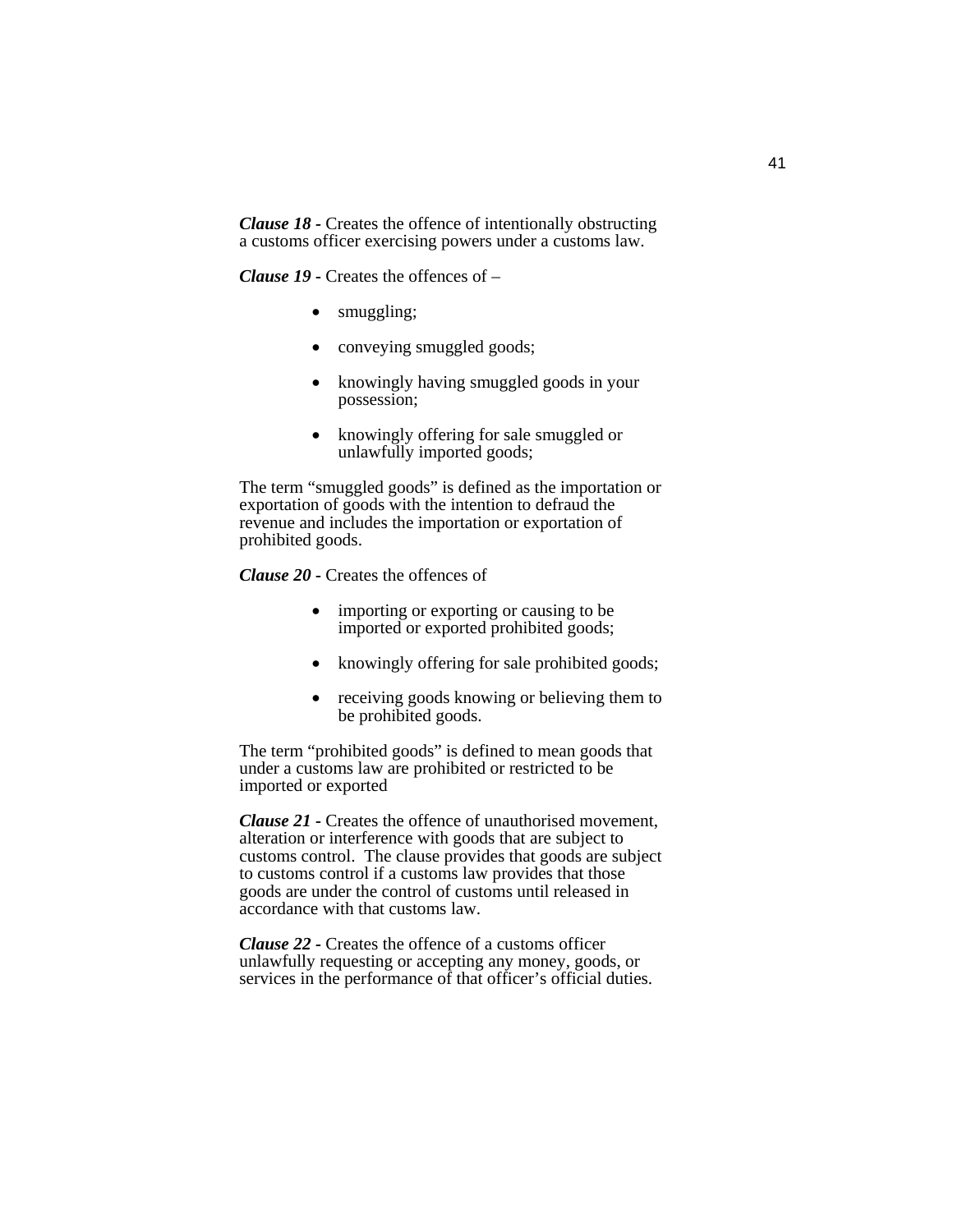***Clause 18 -*** Creates the offence of intentionally obstructing a customs officer exercising powers under a customs law.

***Clause 19 -*** Creates the offences of –

- smuggling;
- conveying smuggled goods;
- knowingly having smuggled goods in your possession;
- knowingly offering for sale smuggled or unlawfully imported goods;

The term "smuggled goods" is defined as the importation or exportation of goods with the intention to defraud the revenue and includes the importation or exportation of prohibited goods.

***Clause 20 -*** Creates the offences of

- importing or exporting or causing to be imported or exported prohibited goods;
- knowingly offering for sale prohibited goods;
- receiving goods knowing or believing them to be prohibited goods.

The term "prohibited goods" is defined to mean goods that under a customs law are prohibited or restricted to be imported or exported

***Clause 21 -*** Creates the offence of unauthorised movement, alteration or interference with goods that are subject to customs control. The clause provides that goods are subject to customs control if a customs law provides that those goods are under the control of customs until released in accordance with that customs law.

***Clause 22 -*** Creates the offence of a customs officer unlawfully requesting or accepting any money, goods, or services in the performance of that officer's official duties.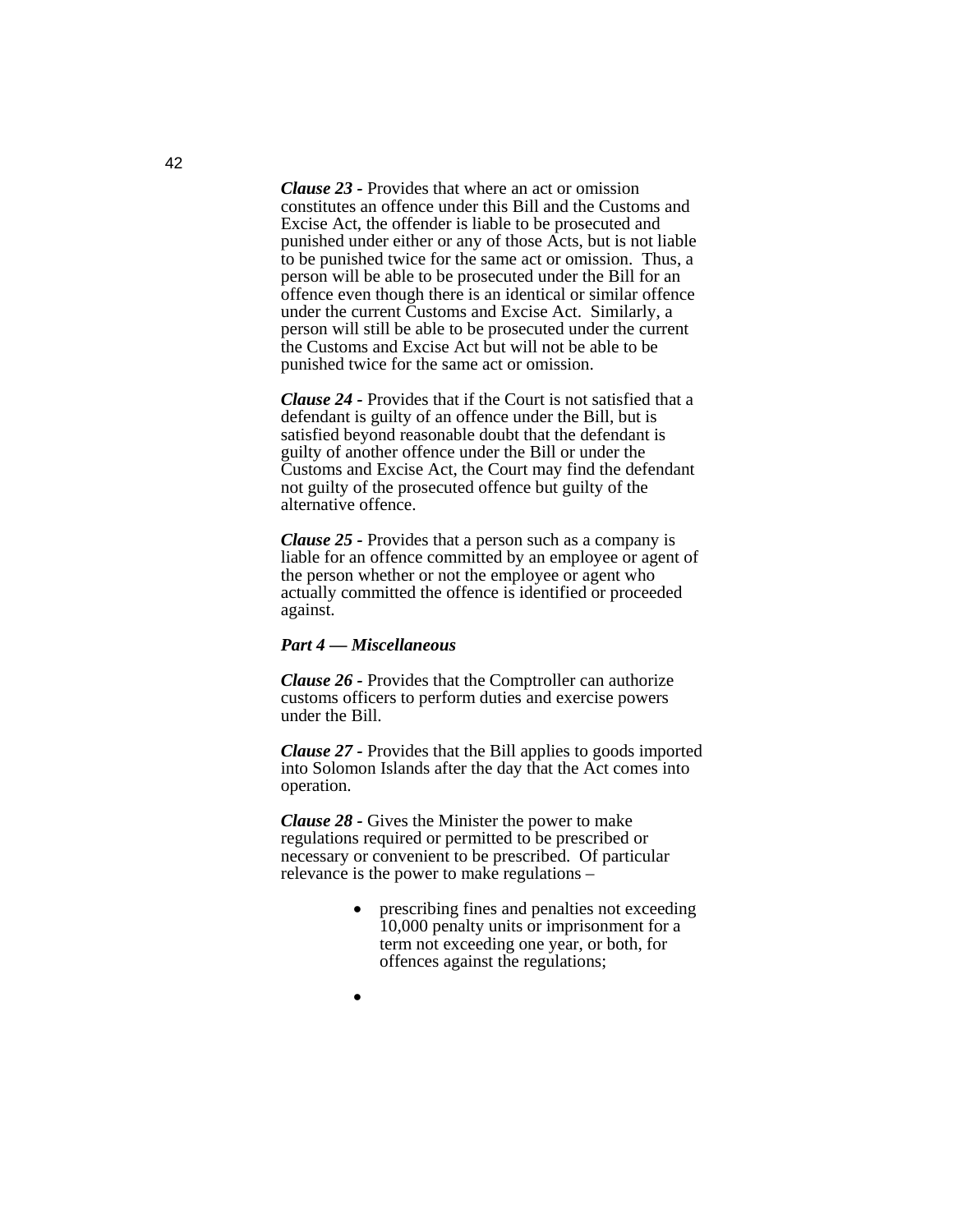***Clause 23 -*** Provides that where an act or omission constitutes an offence under this Bill and the Customs and Excise Act, the offender is liable to be prosecuted and punished under either or any of those Acts, but is not liable to be punished twice for the same act or omission. Thus, a person will be able to be prosecuted under the Bill for an offence even though there is an identical or similar offence under the current Customs and Excise Act. Similarly, a person will still be able to be prosecuted under the current the Customs and Excise Act but will not be able to be punished twice for the same act or omission.

***Clause 24 -*** Provides that if the Court is not satisfied that a defendant is guilty of an offence under the Bill, but is satisfied beyond reasonable doubt that the defendant is guilty of another offence under the Bill or under the Customs and Excise Act, the Court may find the defendant not guilty of the prosecuted offence but guilty of the alternative offence.

***Clause 25 -*** Provides that a person such as a company is liable for an offence committed by an employee or agent of the person whether or not the employee or agent who actually committed the offence is identified or proceeded against.

***Part 4 — Miscellaneous***

***Clause 26 -*** Provides that the Comptroller can authorize customs officers to perform duties and exercise powers under the Bill.

***Clause 27 -*** Provides that the Bill applies to goods imported into Solomon Islands after the day that the Act comes into operation.

***Clause 28 -*** Gives the Minister the power to make regulations required or permitted to be prescribed or necessary or convenient to be prescribed. Of particular relevance is the power to make regulations –

- prescribing fines and penalties not exceeding 10,000 penalty units or imprisonment for a term not exceeding one year, or both, for offences against the regulations;
-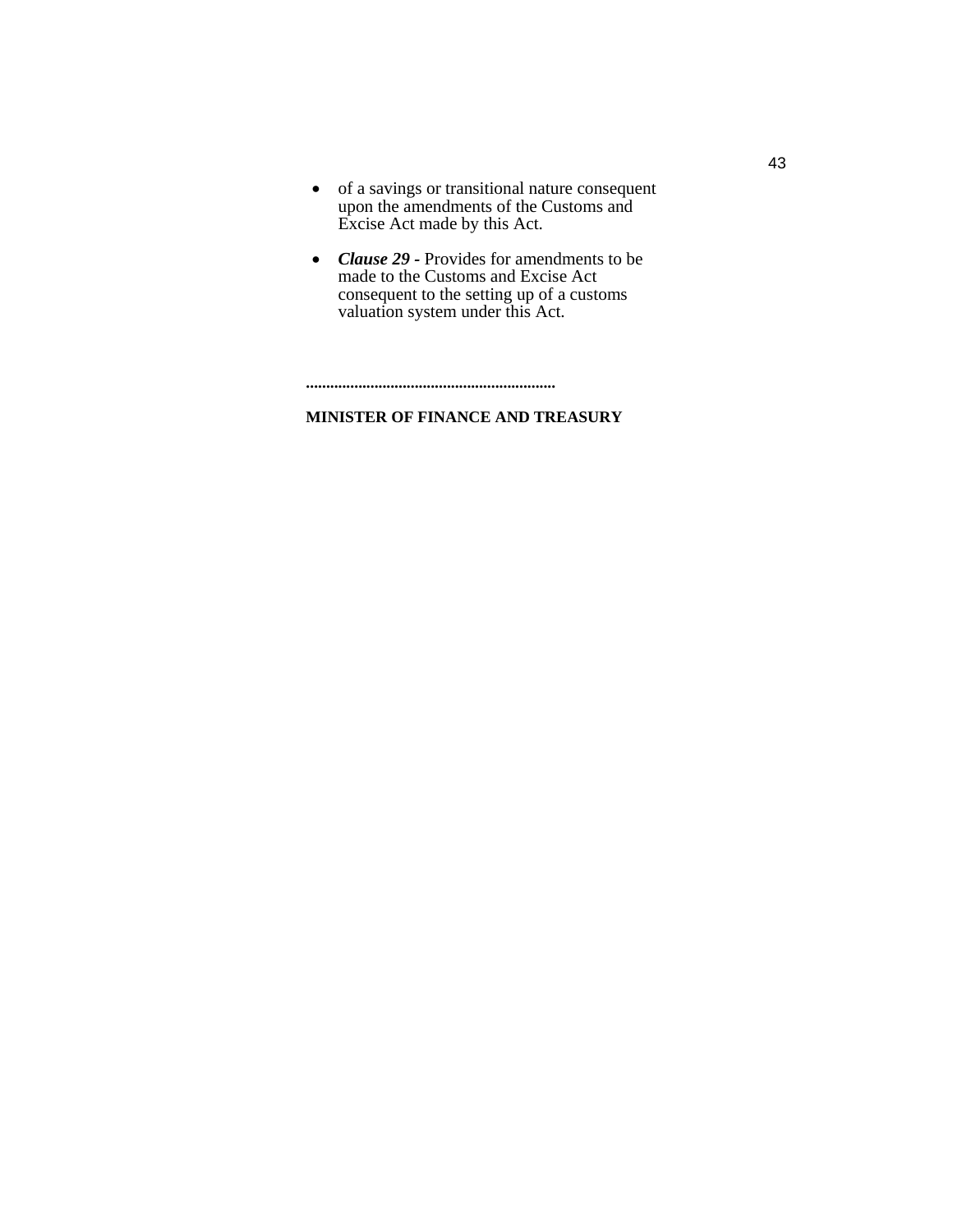- of a savings or transitional nature consequent upon the amendments of the Customs and Excise Act made by this Act.

- ***Clause 29 -*** Provides for amendments to be made to the Customs and Excise Act consequent to the setting up of a customs valuation system under this Act.

.............................................................

**MINISTER OF FINANCE AND TREASURY**